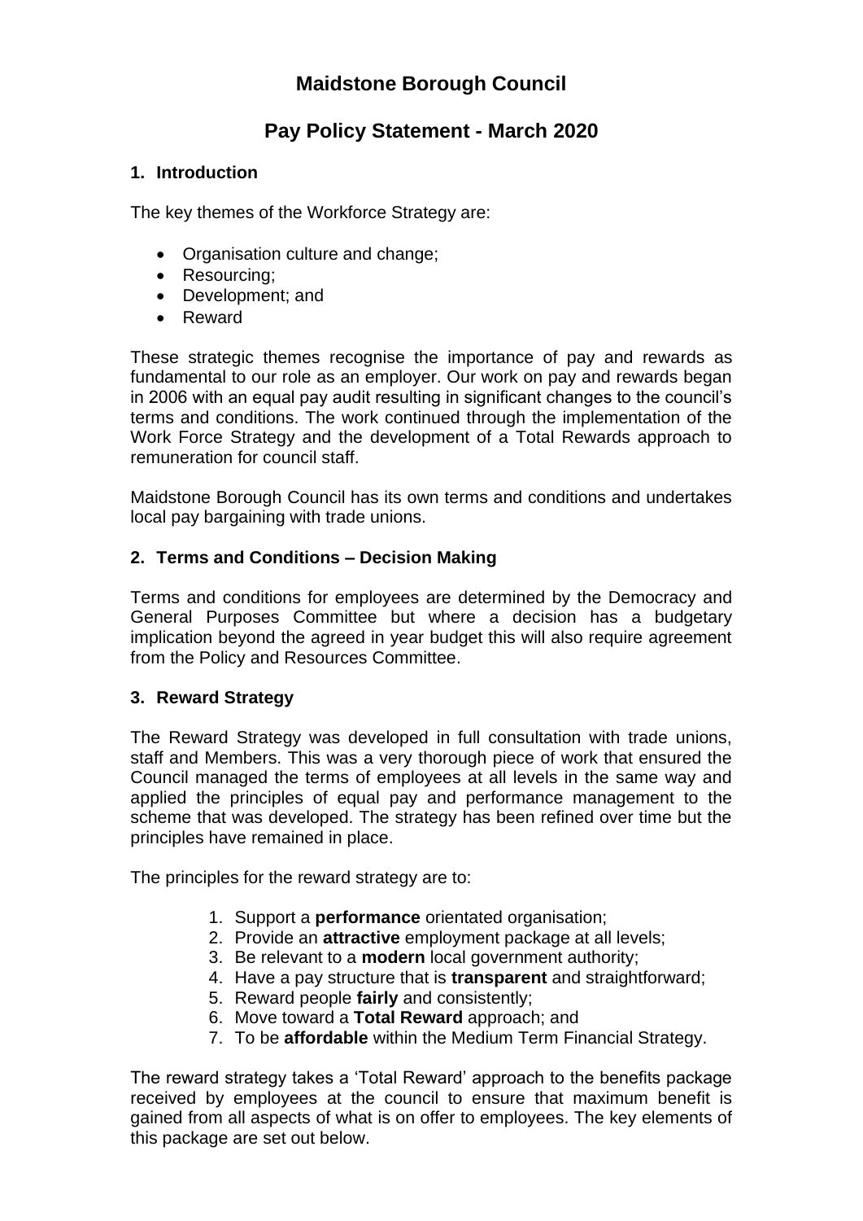# Maidstone Borough Council

## Pay Policy Statement - March 2020

### 1. Introduction

The key themes of the Workforce Strategy are:

- Organisation culture and change;
- Resourcing;
- Development; and
- Reward

These strategic themes recognise the importance of pay and rewards as fundamental to our role as an employer. Our work on pay and rewards began in 2006 with an equal pay audit resulting in significant changes to the council's terms and conditions. The work continued through the implementation of the Work Force Strategy and the development of a Total Rewards approach to remuneration for council staff.

Maidstone Borough Council has its own terms and conditions and undertakes local pay bargaining with trade unions.

### 2. Terms and Conditions – Decision Making

Terms and conditions for employees are determined by the Democracy and General Purposes Committee but where a decision has a budgetary implication beyond the agreed in year budget this will also require agreement from the Policy and Resources Committee.

### 3. Reward Strategy

The Reward Strategy was developed in full consultation with trade unions, staff and Members. This was a very thorough piece of work that ensured the Council managed the terms of employees at all levels in the same way and applied the principles of equal pay and performance management to the scheme that was developed. The strategy has been refined over time but the principles have remained in place.

The principles for the reward strategy are to:

1. Support a **performance** orientated organisation;
2. Provide an **attractive** employment package at all levels;
3. Be relevant to a **modern** local government authority;
4. Have a pay structure that is **transparent** and straightforward;
5. Reward people **fairly** and consistently;
6. Move toward a **Total Reward** approach; and
7. To be **affordable** within the Medium Term Financial Strategy.

The reward strategy takes a 'Total Reward' approach to the benefits package received by employees at the council to ensure that maximum benefit is gained from all aspects of what is on offer to employees. The key elements of this package are set out below.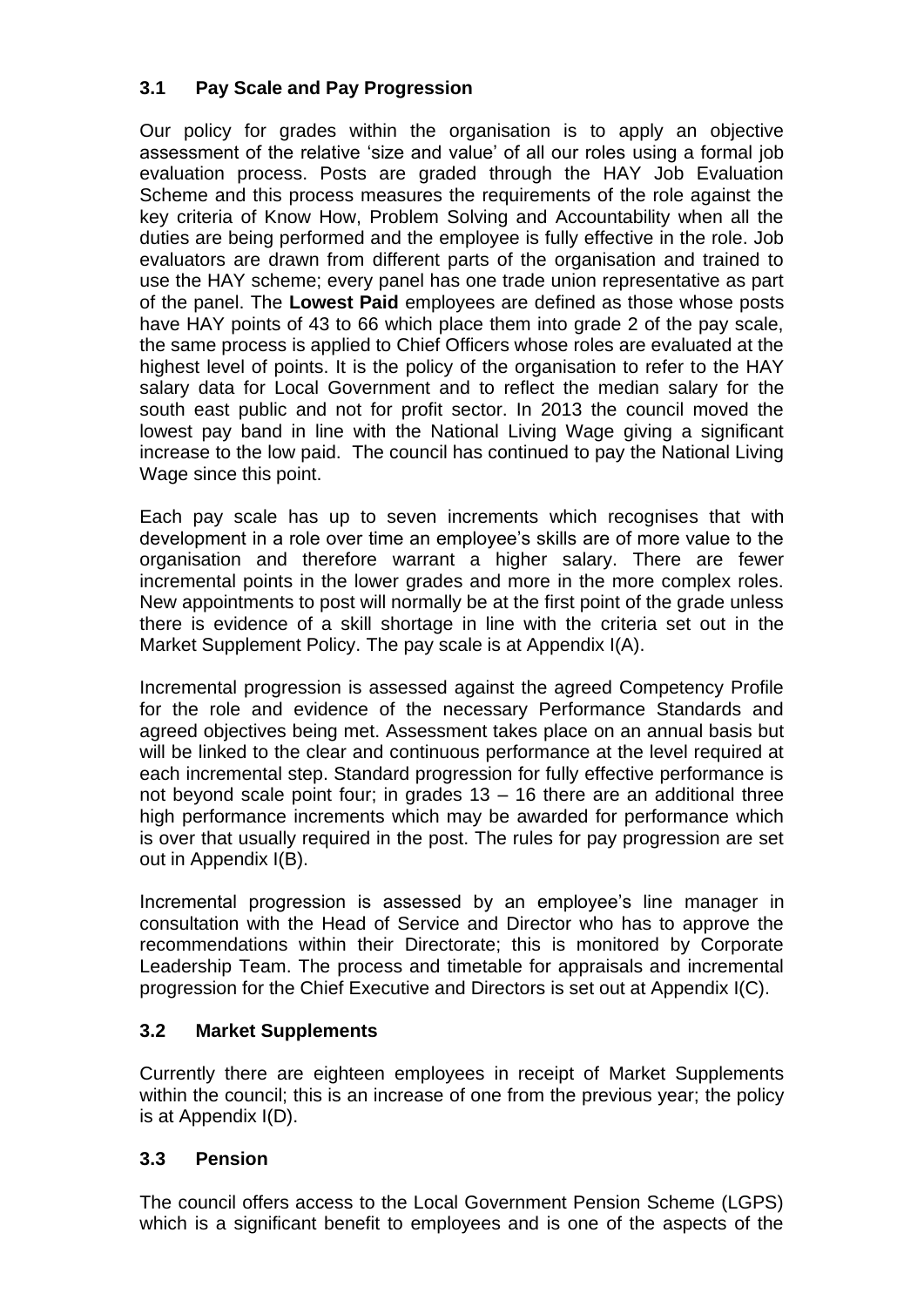### 3.1 Pay Scale and Pay Progression

Our policy for grades within the organisation is to apply an objective assessment of the relative 'size and value' of all our roles using a formal job evaluation process. Posts are graded through the HAY Job Evaluation Scheme and this process measures the requirements of the role against the key criteria of Know How, Problem Solving and Accountability when all the duties are being performed and the employee is fully effective in the role. Job evaluators are drawn from different parts of the organisation and trained to use the HAY scheme; every panel has one trade union representative as part of the panel. The **Lowest Paid** employees are defined as those whose posts have HAY points of 43 to 66 which place them into grade 2 of the pay scale, the same process is applied to Chief Officers whose roles are evaluated at the highest level of points. It is the policy of the organisation to refer to the HAY salary data for Local Government and to reflect the median salary for the south east public and not for profit sector. In 2013 the council moved the lowest pay band in line with the National Living Wage giving a significant increase to the low paid. The council has continued to pay the National Living Wage since this point.

Each pay scale has up to seven increments which recognises that with development in a role over time an employee's skills are of more value to the organisation and therefore warrant a higher salary. There are fewer incremental points in the lower grades and more in the more complex roles. New appointments to post will normally be at the first point of the grade unless there is evidence of a skill shortage in line with the criteria set out in the Market Supplement Policy. The pay scale is at Appendix I(A).

Incremental progression is assessed against the agreed Competency Profile for the role and evidence of the necessary Performance Standards and agreed objectives being met. Assessment takes place on an annual basis but will be linked to the clear and continuous performance at the level required at each incremental step. Standard progression for fully effective performance is not beyond scale point four; in grades 13 – 16 there are an additional three high performance increments which may be awarded for performance which is over that usually required in the post. The rules for pay progression are set out in Appendix I(B).

Incremental progression is assessed by an employee's line manager in consultation with the Head of Service and Director who has to approve the recommendations within their Directorate; this is monitored by Corporate Leadership Team. The process and timetable for appraisals and incremental progression for the Chief Executive and Directors is set out at Appendix I(C).

### 3.2 Market Supplements

Currently there are eighteen employees in receipt of Market Supplements within the council; this is an increase of one from the previous year; the policy is at Appendix I(D).

### 3.3 Pension

The council offers access to the Local Government Pension Scheme (LGPS) which is a significant benefit to employees and is one of the aspects of the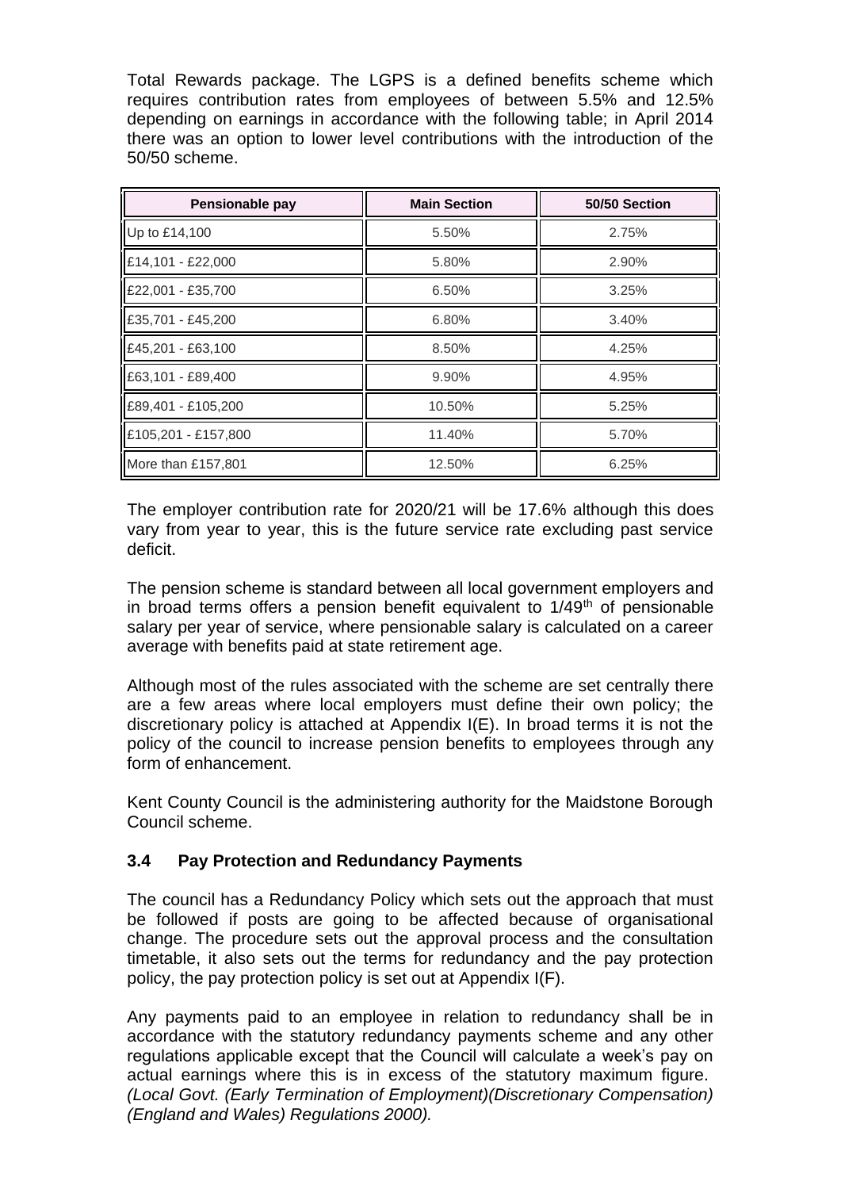Total Rewards package. The LGPS is a defined benefits scheme which requires contribution rates from employees of between 5.5% and 12.5% depending on earnings in accordance with the following table; in April 2014 there was an option to lower level contributions with the introduction of the 50/50 scheme.

| Pensionable pay | Main Section | 50/50 Section |
| --- | --- | --- |
| Up to £14,100 | 5.50% | 2.75% |
| £14,101 - £22,000 | 5.80% | 2.90% |
| £22,001 - £35,700 | 6.50% | 3.25% |
| £35,701 - £45,200 | 6.80% | 3.40% |
| £45,201 - £63,100 | 8.50% | 4.25% |
| £63,101 - £89,400 | 9.90% | 4.95% |
| £89,401 - £105,200 | 10.50% | 5.25% |
| £105,201 - £157,800 | 11.40% | 5.70% |
| More than £157,801 | 12.50% | 6.25% |

The employer contribution rate for 2020/21 will be 17.6% although this does vary from year to year, this is the future service rate excluding past service deficit.

The pension scheme is standard between all local government employers and in broad terms offers a pension benefit equivalent to 1/49th of pensionable salary per year of service, where pensionable salary is calculated on a career average with benefits paid at state retirement age.

Although most of the rules associated with the scheme are set centrally there are a few areas where local employers must define their own policy; the discretionary policy is attached at Appendix I(E). In broad terms it is not the policy of the council to increase pension benefits to employees through any form of enhancement.

Kent County Council is the administering authority for the Maidstone Borough Council scheme.

### 3.4 Pay Protection and Redundancy Payments

The council has a Redundancy Policy which sets out the approach that must be followed if posts are going to be affected because of organisational change. The procedure sets out the approval process and the consultation timetable, it also sets out the terms for redundancy and the pay protection policy, the pay protection policy is set out at Appendix I(F).

Any payments paid to an employee in relation to redundancy shall be in accordance with the statutory redundancy payments scheme and any other regulations applicable except that the Council will calculate a week's pay on actual earnings where this is in excess of the statutory maximum figure. *(Local Govt. (Early Termination of Employment)(Discretionary Compensation) (England and Wales) Regulations 2000).*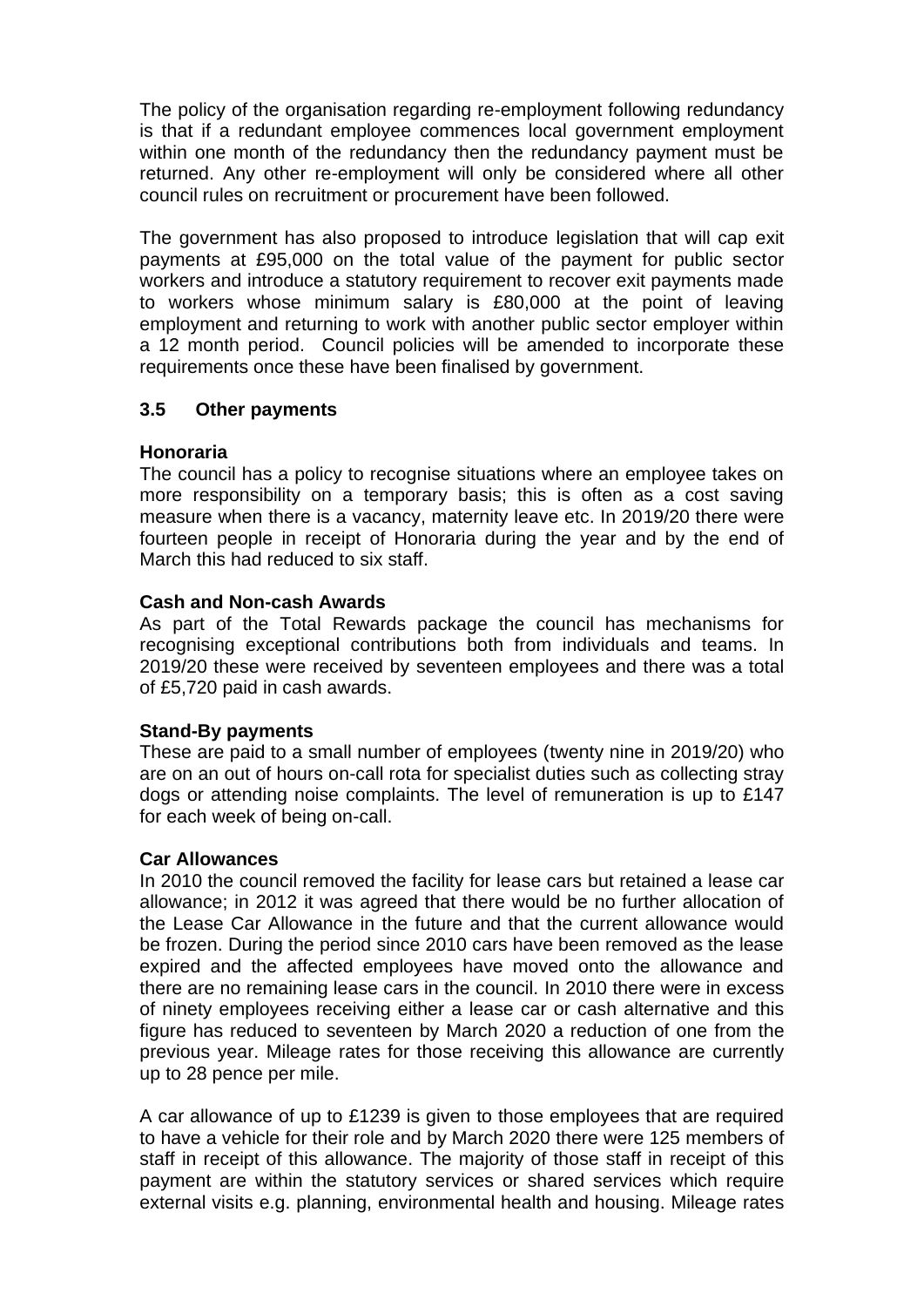The policy of the organisation regarding re-employment following redundancy is that if a redundant employee commences local government employment within one month of the redundancy then the redundancy payment must be returned. Any other re-employment will only be considered where all other council rules on recruitment or procurement have been followed.

The government has also proposed to introduce legislation that will cap exit payments at £95,000 on the total value of the payment for public sector workers and introduce a statutory requirement to recover exit payments made to workers whose minimum salary is £80,000 at the point of leaving employment and returning to work with another public sector employer within a 12 month period. Council policies will be amended to incorporate these requirements once these have been finalised by government.

### 3.5 Other payments

**Honoraria**
The council has a policy to recognise situations where an employee takes on more responsibility on a temporary basis; this is often as a cost saving measure when there is a vacancy, maternity leave etc. In 2019/20 there were fourteen people in receipt of Honoraria during the year and by the end of March this had reduced to six staff.

**Cash and Non-cash Awards**
As part of the Total Rewards package the council has mechanisms for recognising exceptional contributions both from individuals and teams. In 2019/20 these were received by seventeen employees and there was a total of £5,720 paid in cash awards.

**Stand-By payments**
These are paid to a small number of employees (twenty nine in 2019/20) who are on an out of hours on-call rota for specialist duties such as collecting stray dogs or attending noise complaints. The level of remuneration is up to £147 for each week of being on-call.

**Car Allowances**
In 2010 the council removed the facility for lease cars but retained a lease car allowance; in 2012 it was agreed that there would be no further allocation of the Lease Car Allowance in the future and that the current allowance would be frozen. During the period since 2010 cars have been removed as the lease expired and the affected employees have moved onto the allowance and there are no remaining lease cars in the council. In 2010 there were in excess of ninety employees receiving either a lease car or cash alternative and this figure has reduced to seventeen by March 2020 a reduction of one from the previous year. Mileage rates for those receiving this allowance are currently up to 28 pence per mile.

A car allowance of up to £1239 is given to those employees that are required to have a vehicle for their role and by March 2020 there were 125 members of staff in receipt of this allowance. The majority of those staff in receipt of this payment are within the statutory services or shared services which require external visits e.g. planning, environmental health and housing. Mileage rates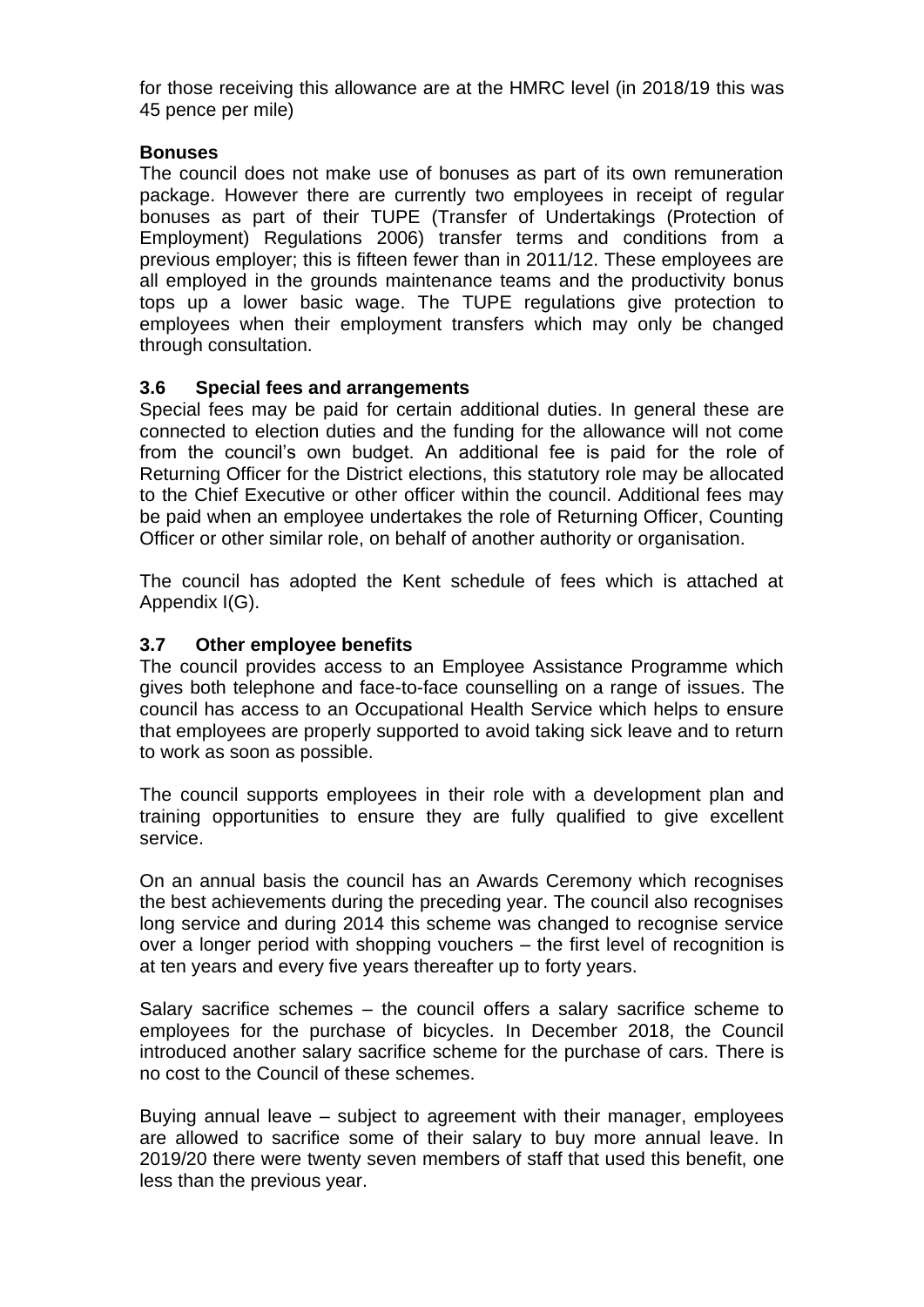for those receiving this allowance are at the HMRC level (in 2018/19 this was 45 pence per mile)

**Bonuses**

The council does not make use of bonuses as part of its own remuneration package. However there are currently two employees in receipt of regular bonuses as part of their TUPE (Transfer of Undertakings (Protection of Employment) Regulations 2006) transfer terms and conditions from a previous employer; this is fifteen fewer than in 2011/12. These employees are all employed in the grounds maintenance teams and the productivity bonus tops up a lower basic wage. The TUPE regulations give protection to employees when their employment transfers which may only be changed through consultation.

### 3.6 Special fees and arrangements

Special fees may be paid for certain additional duties. In general these are connected to election duties and the funding for the allowance will not come from the council's own budget. An additional fee is paid for the role of Returning Officer for the District elections, this statutory role may be allocated to the Chief Executive or other officer within the council. Additional fees may be paid when an employee undertakes the role of Returning Officer, Counting Officer or other similar role, on behalf of another authority or organisation.

The council has adopted the Kent schedule of fees which is attached at Appendix I(G).

### 3.7 Other employee benefits

The council provides access to an Employee Assistance Programme which gives both telephone and face-to-face counselling on a range of issues. The council has access to an Occupational Health Service which helps to ensure that employees are properly supported to avoid taking sick leave and to return to work as soon as possible.

The council supports employees in their role with a development plan and training opportunities to ensure they are fully qualified to give excellent service.

On an annual basis the council has an Awards Ceremony which recognises the best achievements during the preceding year. The council also recognises long service and during 2014 this scheme was changed to recognise service over a longer period with shopping vouchers – the first level of recognition is at ten years and every five years thereafter up to forty years.

Salary sacrifice schemes – the council offers a salary sacrifice scheme to employees for the purchase of bicycles. In December 2018, the Council introduced another salary sacrifice scheme for the purchase of cars. There is no cost to the Council of these schemes.

Buying annual leave – subject to agreement with their manager, employees are allowed to sacrifice some of their salary to buy more annual leave. In 2019/20 there were twenty seven members of staff that used this benefit, one less than the previous year.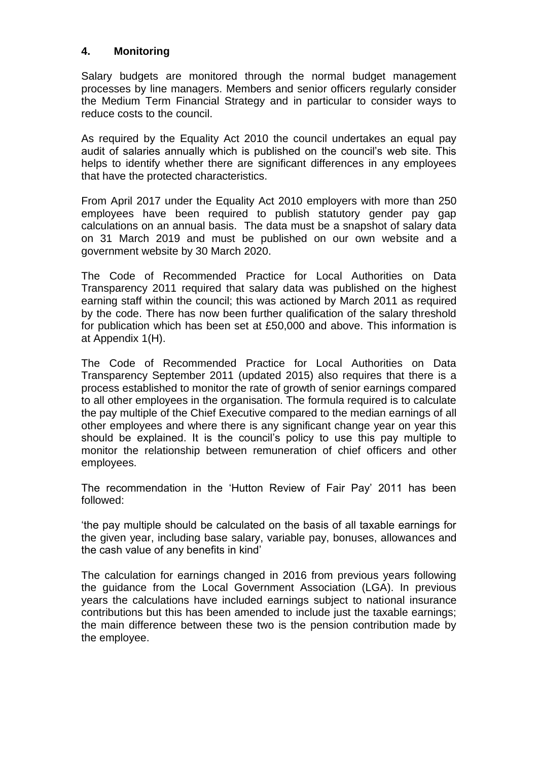## 4. Monitoring

Salary budgets are monitored through the normal budget management processes by line managers. Members and senior officers regularly consider the Medium Term Financial Strategy and in particular to consider ways to reduce costs to the council.

As required by the Equality Act 2010 the council undertakes an equal pay audit of salaries annually which is published on the council's web site. This helps to identify whether there are significant differences in any employees that have the protected characteristics.

From April 2017 under the Equality Act 2010 employers with more than 250 employees have been required to publish statutory gender pay gap calculations on an annual basis. The data must be a snapshot of salary data on 31 March 2019 and must be published on our own website and a government website by 30 March 2020.

The Code of Recommended Practice for Local Authorities on Data Transparency 2011 required that salary data was published on the highest earning staff within the council; this was actioned by March 2011 as required by the code. There has now been further qualification of the salary threshold for publication which has been set at £50,000 and above. This information is at Appendix 1(H).

The Code of Recommended Practice for Local Authorities on Data Transparency September 2011 (updated 2015) also requires that there is a process established to monitor the rate of growth of senior earnings compared to all other employees in the organisation. The formula required is to calculate the pay multiple of the Chief Executive compared to the median earnings of all other employees and where there is any significant change year on year this should be explained. It is the council's policy to use this pay multiple to monitor the relationship between remuneration of chief officers and other employees.

The recommendation in the 'Hutton Review of Fair Pay' 2011 has been followed:

'the pay multiple should be calculated on the basis of all taxable earnings for the given year, including base salary, variable pay, bonuses, allowances and the cash value of any benefits in kind'

The calculation for earnings changed in 2016 from previous years following the guidance from the Local Government Association (LGA). In previous years the calculations have included earnings subject to national insurance contributions but this has been amended to include just the taxable earnings; the main difference between these two is the pension contribution made by the employee.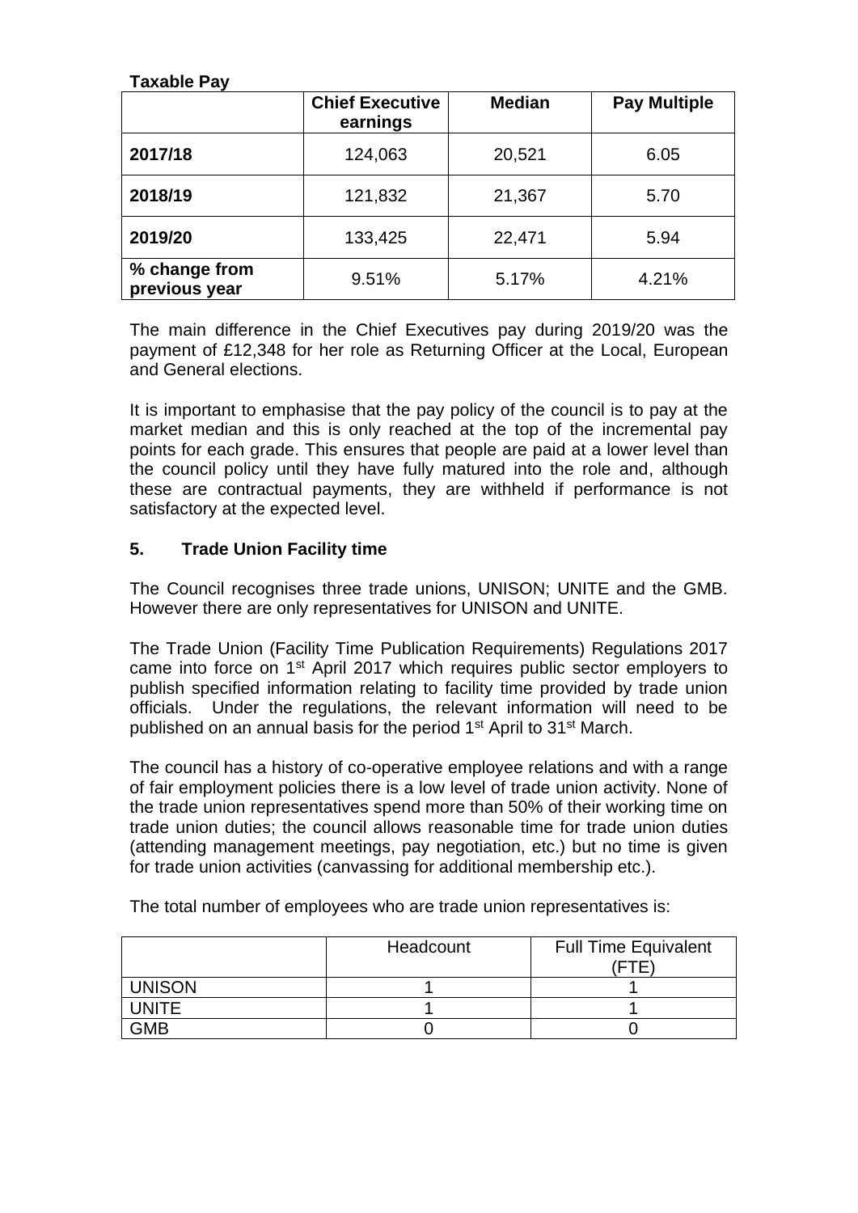**Taxable Pay**

| | **Chief Executive earnings** | **Median** | **Pay Multiple** |
|---|---|---|---|
| **2017/18** | 124,063 | 20,521 | 6.05 |
| **2018/19** | 121,832 | 21,367 | 5.70 |
| **2019/20** | 133,425 | 22,471 | 5.94 |
| **% change from previous year** | 9.51% | 5.17% | 4.21% |

The main difference in the Chief Executives pay during 2019/20 was the payment of £12,348 for her role as Returning Officer at the Local, European and General elections.

It is important to emphasise that the pay policy of the council is to pay at the market median and this is only reached at the top of the incremental pay points for each grade. This ensures that people are paid at a lower level than the council policy until they have fully matured into the role and, although these are contractual payments, they are withheld if performance is not satisfactory at the expected level.

## 5. Trade Union Facility time

The Council recognises three trade unions, UNISON; UNITE and the GMB. However there are only representatives for UNISON and UNITE.

The Trade Union (Facility Time Publication Requirements) Regulations 2017 came into force on 1st April 2017 which requires public sector employers to publish specified information relating to facility time provided by trade union officials. Under the regulations, the relevant information will need to be published on an annual basis for the period 1st April to 31st March.

The council has a history of co-operative employee relations and with a range of fair employment policies there is a low level of trade union activity. None of the trade union representatives spend more than 50% of their working time on trade union duties; the council allows reasonable time for trade union duties (attending management meetings, pay negotiation, etc.) but no time is given for trade union activities (canvassing for additional membership etc.).

The total number of employees who are trade union representatives is:

| | Headcount | Full Time Equivalent (FTE) |
|---|---|---|
| UNISON | 1 | 1 |
| UNITE | 1 | 1 |
| GMB | 0 | 0 |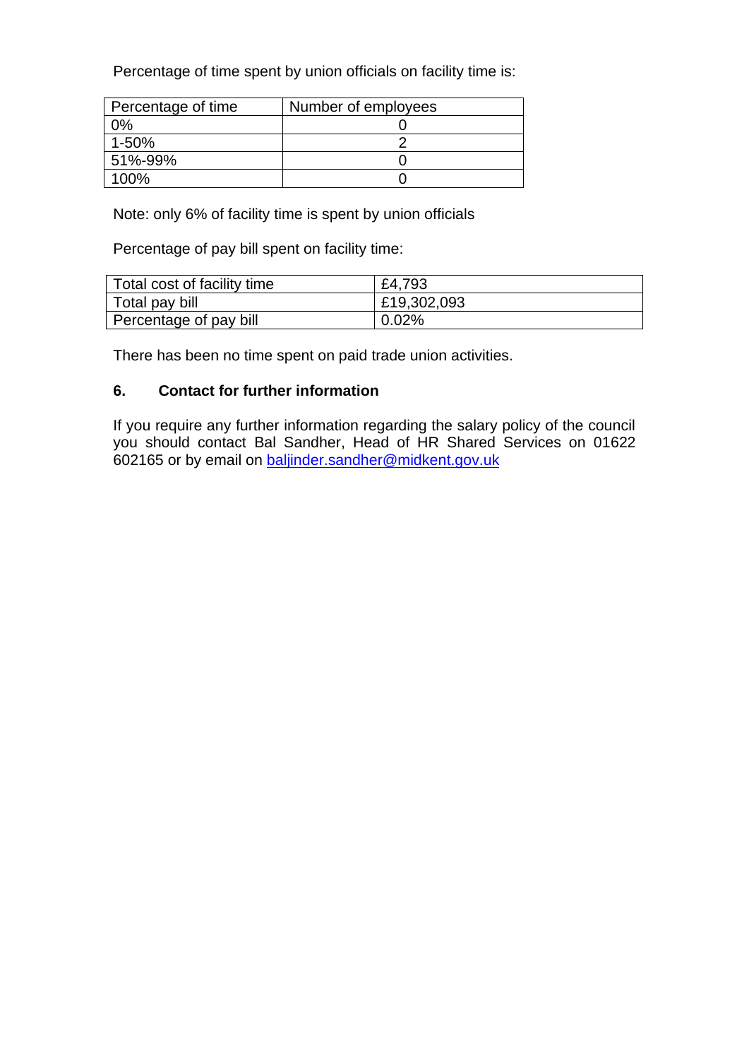Percentage of time spent by union officials on facility time is:

| Percentage of time | Number of employees |
| --- | --- |
| 0% | 0 |
| 1-50% | 2 |
| 51%-99% | 0 |
| 100% | 0 |

Note: only 6% of facility time is spent by union officials

Percentage of pay bill spent on facility time:

| Total cost of facility time | £4,793 |
| --- | --- |
| Total pay bill | £19,302,093 |
| Percentage of pay bill | 0.02% |

There has been no time spent on paid trade union activities.

## 6. Contact for further information

If you require any further information regarding the salary policy of the council you should contact Bal Sandher, Head of HR Shared Services on 01622 602165 or by email on [baljinder.sandher@midkent.gov.uk](mailto:baljinder.sandher@midkent.gov.uk)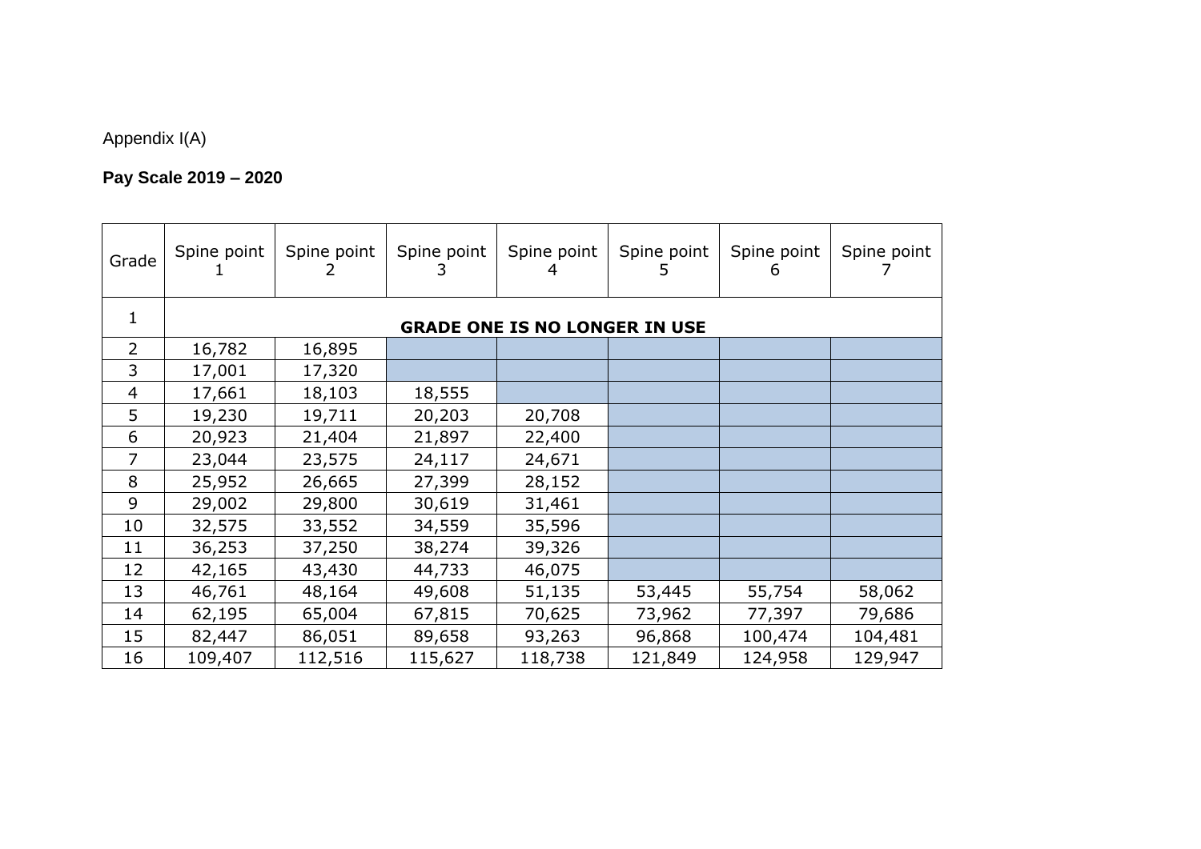Appendix I(A)

**Pay Scale 2019 – 2020**

| Grade | Spine point 1 | Spine point 2 | Spine point 3 | Spine point 4 | Spine point 5 | Spine point 6 | Spine point 7 |
|---|---|---|---|---|---|---|---|
| 1 | **GRADE ONE IS NO LONGER IN USE** | | | | | | |
| 2 | 16,782 | 16,895 | | | | | |
| 3 | 17,001 | 17,320 | | | | | |
| 4 | 17,661 | 18,103 | 18,555 | | | | |
| 5 | 19,230 | 19,711 | 20,203 | 20,708 | | | |
| 6 | 20,923 | 21,404 | 21,897 | 22,400 | | | |
| 7 | 23,044 | 23,575 | 24,117 | 24,671 | | | |
| 8 | 25,952 | 26,665 | 27,399 | 28,152 | | | |
| 9 | 29,002 | 29,800 | 30,619 | 31,461 | | | |
| 10 | 32,575 | 33,552 | 34,559 | 35,596 | | | |
| 11 | 36,253 | 37,250 | 38,274 | 39,326 | | | |
| 12 | 42,165 | 43,430 | 44,733 | 46,075 | | | |
| 13 | 46,761 | 48,164 | 49,608 | 51,135 | 53,445 | 55,754 | 58,062 |
| 14 | 62,195 | 65,004 | 67,815 | 70,625 | 73,962 | 77,397 | 79,686 |
| 15 | 82,447 | 86,051 | 89,658 | 93,263 | 96,868 | 100,474 | 104,481 |
| 16 | 109,407 | 112,516 | 115,627 | 118,738 | 121,849 | 124,958 | 129,947 |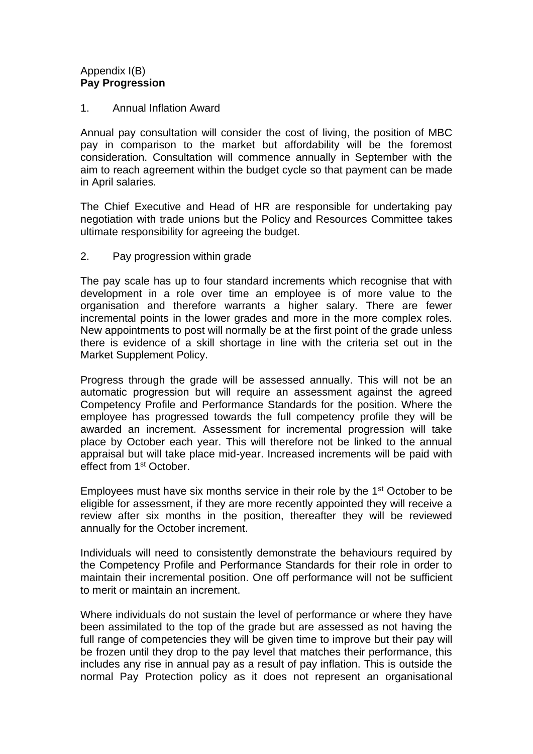Appendix I(B)
**Pay Progression**

1. Annual Inflation Award

Annual pay consultation will consider the cost of living, the position of MBC pay in comparison to the market but affordability will be the foremost consideration. Consultation will commence annually in September with the aim to reach agreement within the budget cycle so that payment can be made in April salaries.

The Chief Executive and Head of HR are responsible for undertaking pay negotiation with trade unions but the Policy and Resources Committee takes ultimate responsibility for agreeing the budget.

2. Pay progression within grade

The pay scale has up to four standard increments which recognise that with development in a role over time an employee is of more value to the organisation and therefore warrants a higher salary. There are fewer incremental points in the lower grades and more in the more complex roles. New appointments to post will normally be at the first point of the grade unless there is evidence of a skill shortage in line with the criteria set out in the Market Supplement Policy.

Progress through the grade will be assessed annually. This will not be an automatic progression but will require an assessment against the agreed Competency Profile and Performance Standards for the position. Where the employee has progressed towards the full competency profile they will be awarded an increment. Assessment for incremental progression will take place by October each year. This will therefore not be linked to the annual appraisal but will take place mid-year. Increased increments will be paid with effect from 1st October.

Employees must have six months service in their role by the 1st October to be eligible for assessment, if they are more recently appointed they will receive a review after six months in the position, thereafter they will be reviewed annually for the October increment.

Individuals will need to consistently demonstrate the behaviours required by the Competency Profile and Performance Standards for their role in order to maintain their incremental position. One off performance will not be sufficient to merit or maintain an increment.

Where individuals do not sustain the level of performance or where they have been assimilated to the top of the grade but are assessed as not having the full range of competencies they will be given time to improve but their pay will be frozen until they drop to the pay level that matches their performance, this includes any rise in annual pay as a result of pay inflation. This is outside the normal Pay Protection policy as it does not represent an organisational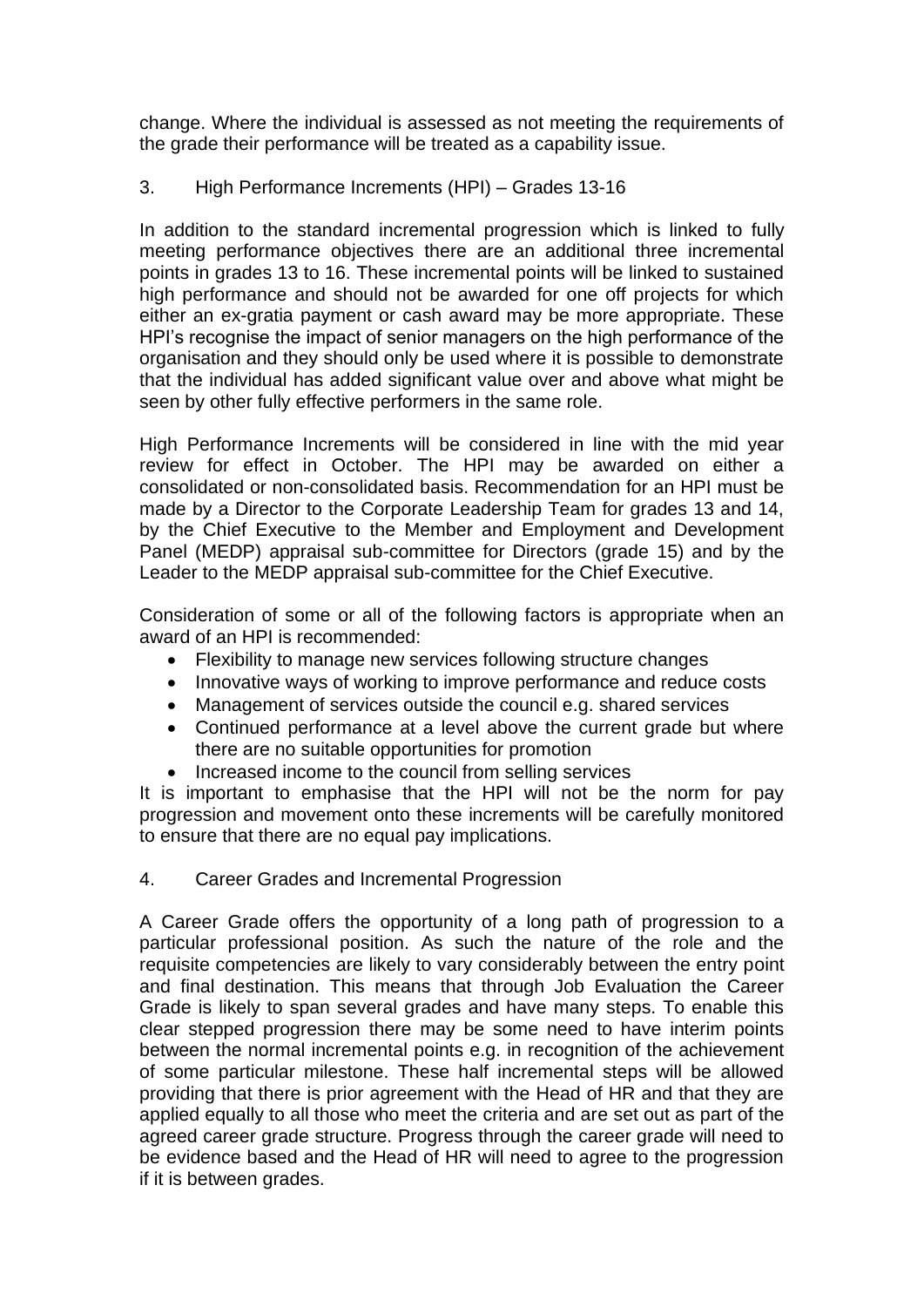change. Where the individual is assessed as not meeting the requirements of the grade their performance will be treated as a capability issue.

## 3. High Performance Increments (HPI) – Grades 13-16

In addition to the standard incremental progression which is linked to fully meeting performance objectives there are an additional three incremental points in grades 13 to 16. These incremental points will be linked to sustained high performance and should not be awarded for one off projects for which either an ex-gratia payment or cash award may be more appropriate. These HPI's recognise the impact of senior managers on the high performance of the organisation and they should only be used where it is possible to demonstrate that the individual has added significant value over and above what might be seen by other fully effective performers in the same role.

High Performance Increments will be considered in line with the mid year review for effect in October. The HPI may be awarded on either a consolidated or non-consolidated basis. Recommendation for an HPI must be made by a Director to the Corporate Leadership Team for grades 13 and 14, by the Chief Executive to the Member and Employment and Development Panel (MEDP) appraisal sub-committee for Directors (grade 15) and by the Leader to the MEDP appraisal sub-committee for the Chief Executive.

Consideration of some or all of the following factors is appropriate when an award of an HPI is recommended:

- Flexibility to manage new services following structure changes
- Innovative ways of working to improve performance and reduce costs
- Management of services outside the council e.g. shared services
- Continued performance at a level above the current grade but where there are no suitable opportunities for promotion
- Increased income to the council from selling services

It is important to emphasise that the HPI will not be the norm for pay progression and movement onto these increments will be carefully monitored to ensure that there are no equal pay implications.

## 4. Career Grades and Incremental Progression

A Career Grade offers the opportunity of a long path of progression to a particular professional position. As such the nature of the role and the requisite competencies are likely to vary considerably between the entry point and final destination. This means that through Job Evaluation the Career Grade is likely to span several grades and have many steps. To enable this clear stepped progression there may be some need to have interim points between the normal incremental points e.g. in recognition of the achievement of some particular milestone. These half incremental steps will be allowed providing that there is prior agreement with the Head of HR and that they are applied equally to all those who meet the criteria and are set out as part of the agreed career grade structure. Progress through the career grade will need to be evidence based and the Head of HR will need to agree to the progression if it is between grades.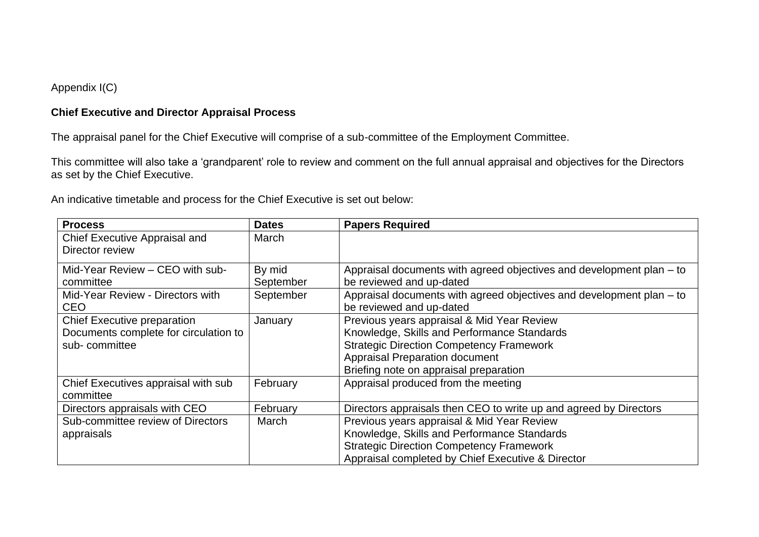Appendix I(C)

**Chief Executive and Director Appraisal Process**

The appraisal panel for the Chief Executive will comprise of a sub-committee of the Employment Committee.

This committee will also take a 'grandparent' role to review and comment on the full annual appraisal and objectives for the Directors as set by the Chief Executive.

An indicative timetable and process for the Chief Executive is set out below:

| **Process** | **Dates** | **Papers Required** |
|---|---|---|
| Chief Executive Appraisal and Director review | March | |
| Mid-Year Review – CEO with sub-committee | By mid September | Appraisal documents with agreed objectives and development plan – to be reviewed and up-dated |
| Mid-Year Review - Directors with CEO | September | Appraisal documents with agreed objectives and development plan – to be reviewed and up-dated |
| Chief Executive preparation Documents complete for circulation to sub- committee | January | Previous years appraisal & Mid Year Review<br>Knowledge, Skills and Performance Standards<br>Strategic Direction Competency Framework<br>Appraisal Preparation document<br>Briefing note on appraisal preparation |
| Chief Executives appraisal with sub committee | February | Appraisal produced from the meeting |
| Directors appraisals with CEO | February | Directors appraisals then CEO to write up and agreed by Directors |
| Sub-committee review of Directors appraisals | March | Previous years appraisal & Mid Year Review<br>Knowledge, Skills and Performance Standards<br>Strategic Direction Competency Framework<br>Appraisal completed by Chief Executive & Director |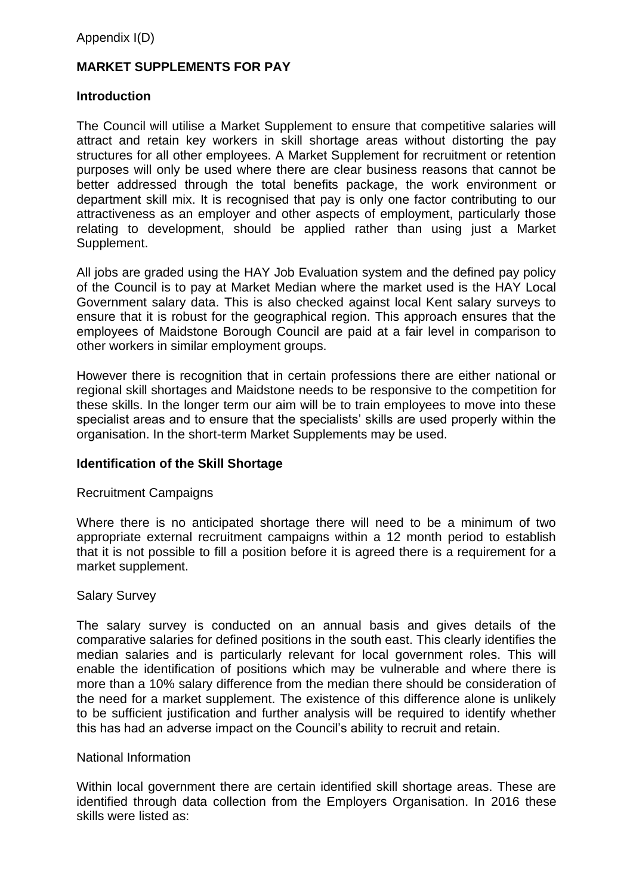Appendix I(D)

## MARKET SUPPLEMENTS FOR PAY

### Introduction

The Council will utilise a Market Supplement to ensure that competitive salaries will attract and retain key workers in skill shortage areas without distorting the pay structures for all other employees. A Market Supplement for recruitment or retention purposes will only be used where there are clear business reasons that cannot be better addressed through the total benefits package, the work environment or department skill mix. It is recognised that pay is only one factor contributing to our attractiveness as an employer and other aspects of employment, particularly those relating to development, should be applied rather than using just a Market Supplement.

All jobs are graded using the HAY Job Evaluation system and the defined pay policy of the Council is to pay at Market Median where the market used is the HAY Local Government salary data. This is also checked against local Kent salary surveys to ensure that it is robust for the geographical region. This approach ensures that the employees of Maidstone Borough Council are paid at a fair level in comparison to other workers in similar employment groups.

However there is recognition that in certain professions there are either national or regional skill shortages and Maidstone needs to be responsive to the competition for these skills. In the longer term our aim will be to train employees to move into these specialist areas and to ensure that the specialists' skills are used properly within the organisation. In the short-term Market Supplements may be used.

### Identification of the Skill Shortage

Recruitment Campaigns

Where there is no anticipated shortage there will need to be a minimum of two appropriate external recruitment campaigns within a 12 month period to establish that it is not possible to fill a position before it is agreed there is a requirement for a market supplement.

Salary Survey

The salary survey is conducted on an annual basis and gives details of the comparative salaries for defined positions in the south east. This clearly identifies the median salaries and is particularly relevant for local government roles. This will enable the identification of positions which may be vulnerable and where there is more than a 10% salary difference from the median there should be consideration of the need for a market supplement. The existence of this difference alone is unlikely to be sufficient justification and further analysis will be required to identify whether this has had an adverse impact on the Council's ability to recruit and retain.

National Information

Within local government there are certain identified skill shortage areas. These are identified through data collection from the Employers Organisation. In 2016 these skills were listed as: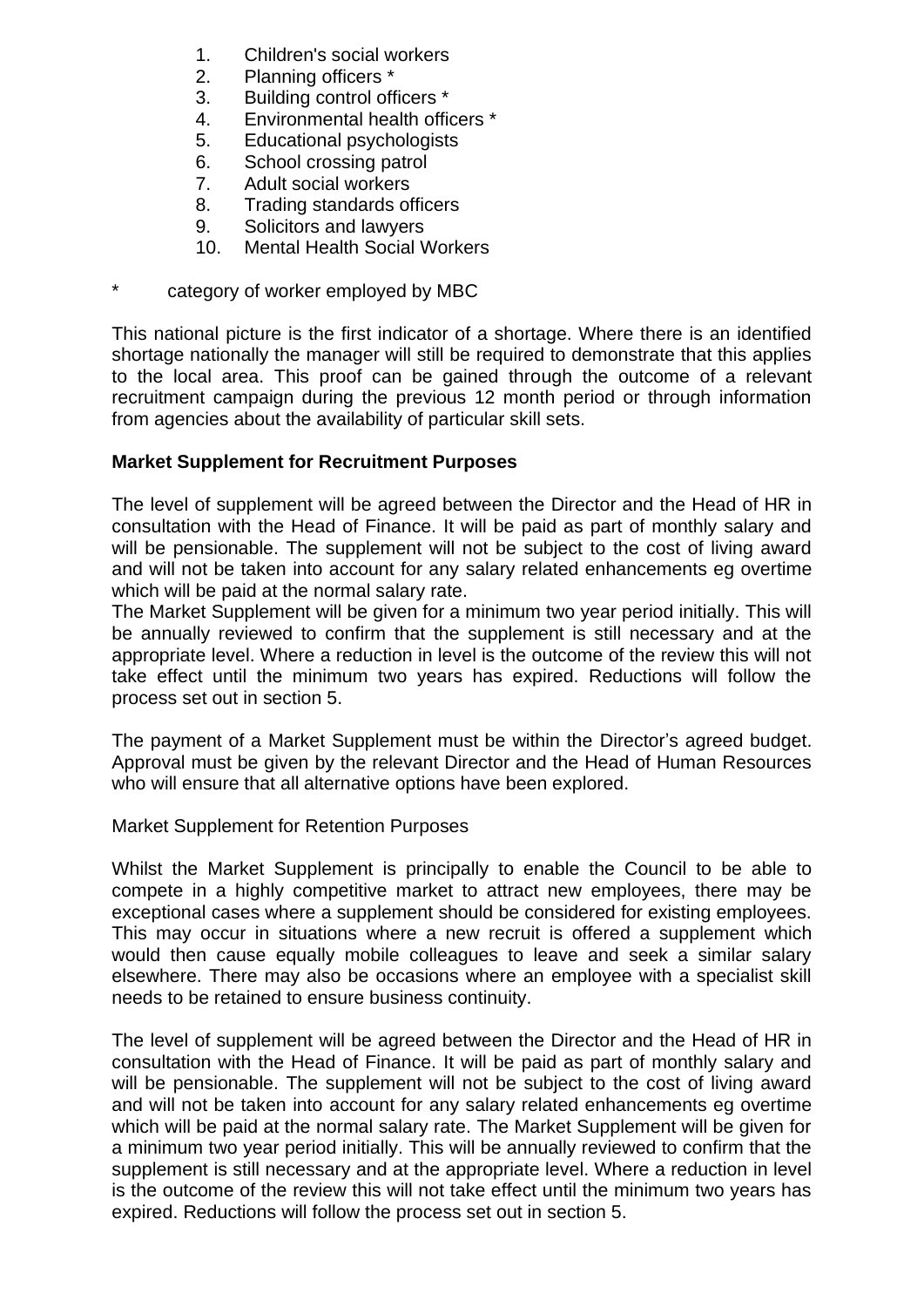1. Children's social workers
2. Planning officers *
3. Building control officers *
4. Environmental health officers *
5. Educational psychologists
6. School crossing patrol
7. Adult social workers
8. Trading standards officers
9. Solicitors and lawyers
10. Mental Health Social Workers

\* category of worker employed by MBC

This national picture is the first indicator of a shortage. Where there is an identified shortage nationally the manager will still be required to demonstrate that this applies to the local area. This proof can be gained through the outcome of a relevant recruitment campaign during the previous 12 month period or through information from agencies about the availability of particular skill sets.

**Market Supplement for Recruitment Purposes**

The level of supplement will be agreed between the Director and the Head of HR in consultation with the Head of Finance. It will be paid as part of monthly salary and will be pensionable. The supplement will not be subject to the cost of living award and will not be taken into account for any salary related enhancements eg overtime which will be paid at the normal salary rate.
The Market Supplement will be given for a minimum two year period initially. This will be annually reviewed to confirm that the supplement is still necessary and at the appropriate level. Where a reduction in level is the outcome of the review this will not take effect until the minimum two years has expired. Reductions will follow the process set out in section 5.

The payment of a Market Supplement must be within the Director's agreed budget. Approval must be given by the relevant Director and the Head of Human Resources who will ensure that all alternative options have been explored.

Market Supplement for Retention Purposes

Whilst the Market Supplement is principally to enable the Council to be able to compete in a highly competitive market to attract new employees, there may be exceptional cases where a supplement should be considered for existing employees. This may occur in situations where a new recruit is offered a supplement which would then cause equally mobile colleagues to leave and seek a similar salary elsewhere. There may also be occasions where an employee with a specialist skill needs to be retained to ensure business continuity.

The level of supplement will be agreed between the Director and the Head of HR in consultation with the Head of Finance. It will be paid as part of monthly salary and will be pensionable. The supplement will not be subject to the cost of living award and will not be taken into account for any salary related enhancements eg overtime which will be paid at the normal salary rate. The Market Supplement will be given for a minimum two year period initially. This will be annually reviewed to confirm that the supplement is still necessary and at the appropriate level. Where a reduction in level is the outcome of the review this will not take effect until the minimum two years has expired. Reductions will follow the process set out in section 5.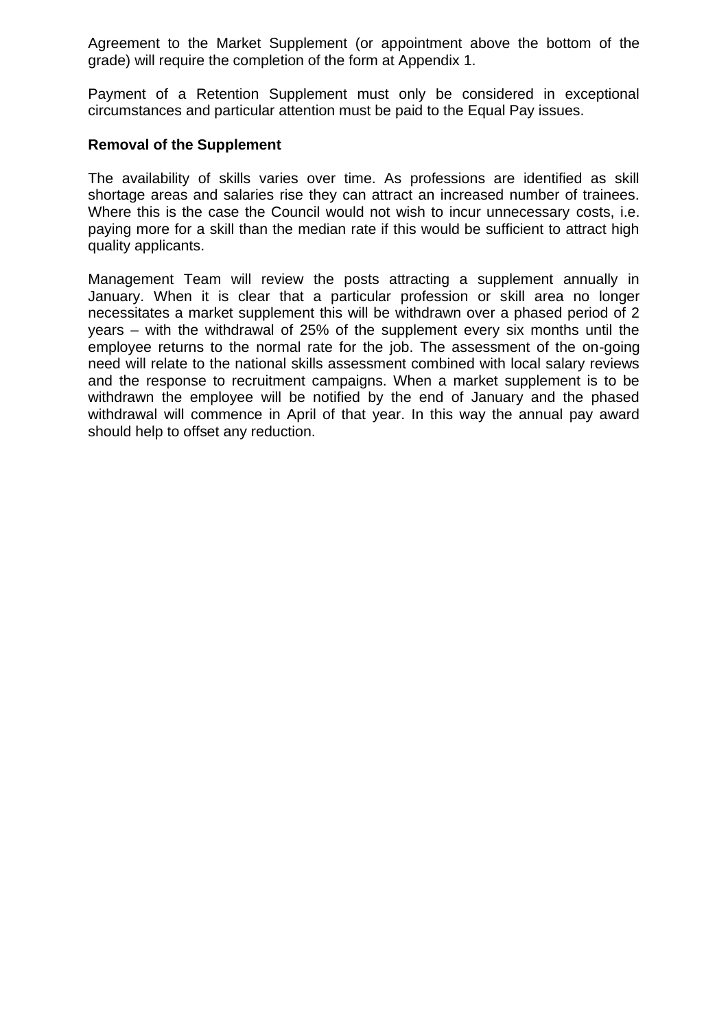Agreement to the Market Supplement (or appointment above the bottom of the grade) will require the completion of the form at Appendix 1.

Payment of a Retention Supplement must only be considered in exceptional circumstances and particular attention must be paid to the Equal Pay issues.

**Removal of the Supplement**

The availability of skills varies over time. As professions are identified as skill shortage areas and salaries rise they can attract an increased number of trainees. Where this is the case the Council would not wish to incur unnecessary costs, i.e. paying more for a skill than the median rate if this would be sufficient to attract high quality applicants.

Management Team will review the posts attracting a supplement annually in January. When it is clear that a particular profession or skill area no longer necessitates a market supplement this will be withdrawn over a phased period of 2 years – with the withdrawal of 25% of the supplement every six months until the employee returns to the normal rate for the job. The assessment of the on-going need will relate to the national skills assessment combined with local salary reviews and the response to recruitment campaigns. When a market supplement is to be withdrawn the employee will be notified by the end of January and the phased withdrawal will commence in April of that year. In this way the annual pay award should help to offset any reduction.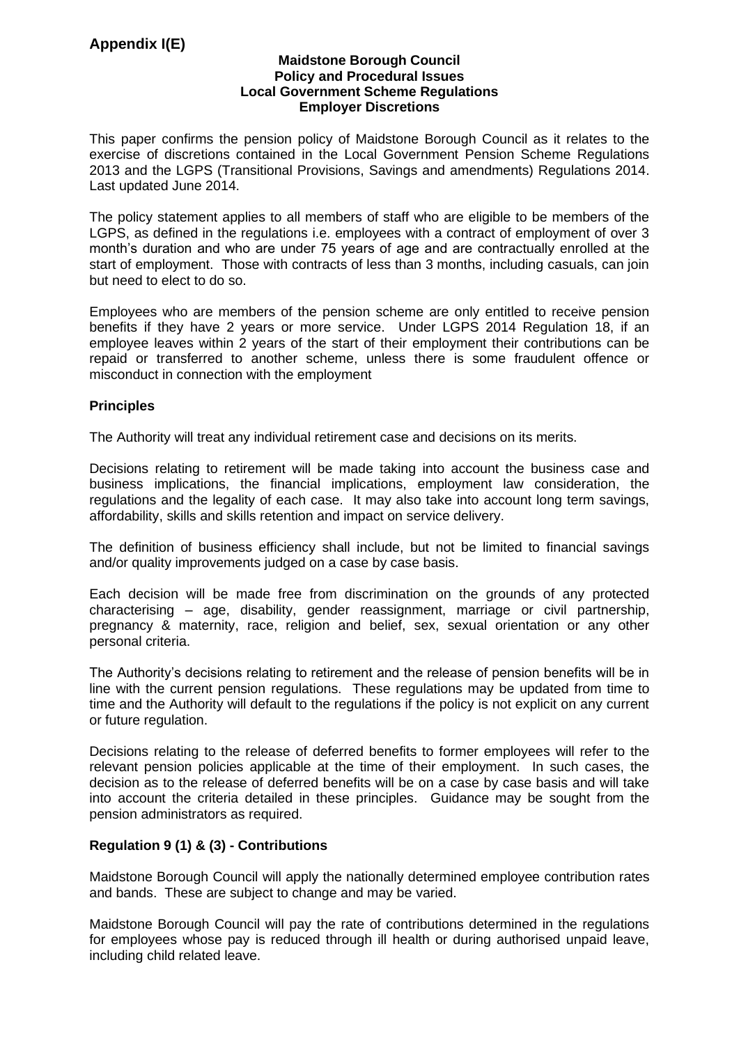**Appendix I(E)**

**Maidstone Borough Council**
**Policy and Procedural Issues**
**Local Government Scheme Regulations**
**Employer Discretions**

This paper confirms the pension policy of Maidstone Borough Council as it relates to the exercise of discretions contained in the Local Government Pension Scheme Regulations 2013 and the LGPS (Transitional Provisions, Savings and amendments) Regulations 2014. Last updated June 2014.

The policy statement applies to all members of staff who are eligible to be members of the LGPS, as defined in the regulations i.e. employees with a contract of employment of over 3 month's duration and who are under 75 years of age and are contractually enrolled at the start of employment. Those with contracts of less than 3 months, including casuals, can join but need to elect to do so.

Employees who are members of the pension scheme are only entitled to receive pension benefits if they have 2 years or more service. Under LGPS 2014 Regulation 18, if an employee leaves within 2 years of the start of their employment their contributions can be repaid or transferred to another scheme, unless there is some fraudulent offence or misconduct in connection with the employment

**Principles**

The Authority will treat any individual retirement case and decisions on its merits.

Decisions relating to retirement will be made taking into account the business case and business implications, the financial implications, employment law consideration, the regulations and the legality of each case. It may also take into account long term savings, affordability, skills and skills retention and impact on service delivery.

The definition of business efficiency shall include, but not be limited to financial savings and/or quality improvements judged on a case by case basis.

Each decision will be made free from discrimination on the grounds of any protected characterising – age, disability, gender reassignment, marriage or civil partnership, pregnancy & maternity, race, religion and belief, sex, sexual orientation or any other personal criteria.

The Authority's decisions relating to retirement and the release of pension benefits will be in line with the current pension regulations. These regulations may be updated from time to time and the Authority will default to the regulations if the policy is not explicit on any current or future regulation.

Decisions relating to the release of deferred benefits to former employees will refer to the relevant pension policies applicable at the time of their employment. In such cases, the decision as to the release of deferred benefits will be on a case by case basis and will take into account the criteria detailed in these principles. Guidance may be sought from the pension administrators as required.

**Regulation 9 (1) & (3) - Contributions**

Maidstone Borough Council will apply the nationally determined employee contribution rates and bands. These are subject to change and may be varied.

Maidstone Borough Council will pay the rate of contributions determined in the regulations for employees whose pay is reduced through ill health or during authorised unpaid leave, including child related leave.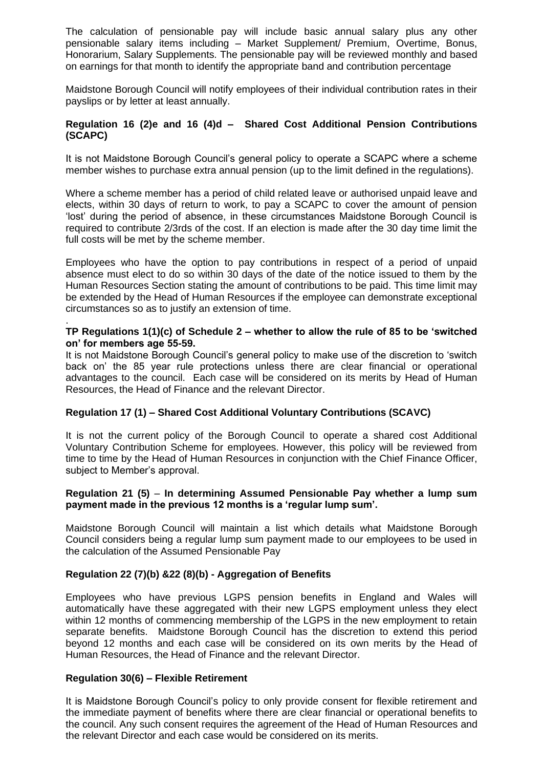The calculation of pensionable pay will include basic annual salary plus any other pensionable salary items including – Market Supplement/ Premium, Overtime, Bonus, Honorarium, Salary Supplements. The pensionable pay will be reviewed monthly and based on earnings for that month to identify the appropriate band and contribution percentage

Maidstone Borough Council will notify employees of their individual contribution rates in their payslips or by letter at least annually.

**Regulation 16 (2)e and 16 (4)d – Shared Cost Additional Pension Contributions (SCAPC)**

It is not Maidstone Borough Council's general policy to operate a SCAPC where a scheme member wishes to purchase extra annual pension (up to the limit defined in the regulations).

Where a scheme member has a period of child related leave or authorised unpaid leave and elects, within 30 days of return to work, to pay a SCAPC to cover the amount of pension 'lost' during the period of absence, in these circumstances Maidstone Borough Council is required to contribute 2/3rds of the cost. If an election is made after the 30 day time limit the full costs will be met by the scheme member.

Employees who have the option to pay contributions in respect of a period of unpaid absence must elect to do so within 30 days of the date of the notice issued to them by the Human Resources Section stating the amount of contributions to be paid. This time limit may be extended by the Head of Human Resources if the employee can demonstrate exceptional circumstances so as to justify an extension of time.

.

**TP Regulations 1(1)(c) of Schedule 2 – whether to allow the rule of 85 to be 'switched on' for members age 55-59.**

It is not Maidstone Borough Council's general policy to make use of the discretion to 'switch back on' the 85 year rule protections unless there are clear financial or operational advantages to the council. Each case will be considered on its merits by Head of Human Resources, the Head of Finance and the relevant Director.

**Regulation 17 (1) – Shared Cost Additional Voluntary Contributions (SCAVC)**

It is not the current policy of the Borough Council to operate a shared cost Additional Voluntary Contribution Scheme for employees. However, this policy will be reviewed from time to time by the Head of Human Resources in conjunction with the Chief Finance Officer, subject to Member's approval.

**Regulation 21 (5) – In determining Assumed Pensionable Pay whether a lump sum payment made in the previous 12 months is a 'regular lump sum'.**

Maidstone Borough Council will maintain a list which details what Maidstone Borough Council considers being a regular lump sum payment made to our employees to be used in the calculation of the Assumed Pensionable Pay

**Regulation 22 (7)(b) &22 (8)(b) - Aggregation of Benefits**

Employees who have previous LGPS pension benefits in England and Wales will automatically have these aggregated with their new LGPS employment unless they elect within 12 months of commencing membership of the LGPS in the new employment to retain separate benefits. Maidstone Borough Council has the discretion to extend this period beyond 12 months and each case will be considered on its own merits by the Head of Human Resources, the Head of Finance and the relevant Director.

**Regulation 30(6) – Flexible Retirement**

It is Maidstone Borough Council's policy to only provide consent for flexible retirement and the immediate payment of benefits where there are clear financial or operational benefits to the council. Any such consent requires the agreement of the Head of Human Resources and the relevant Director and each case would be considered on its merits.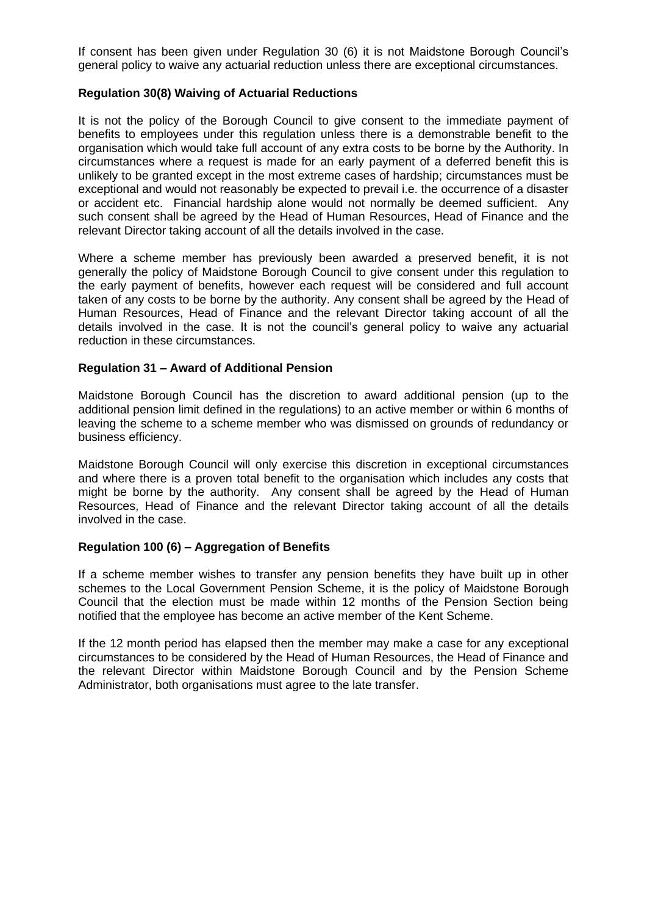If consent has been given under Regulation 30 (6) it is not Maidstone Borough Council's general policy to waive any actuarial reduction unless there are exceptional circumstances.

**Regulation 30(8) Waiving of Actuarial Reductions**

It is not the policy of the Borough Council to give consent to the immediate payment of benefits to employees under this regulation unless there is a demonstrable benefit to the organisation which would take full account of any extra costs to be borne by the Authority. In circumstances where a request is made for an early payment of a deferred benefit this is unlikely to be granted except in the most extreme cases of hardship; circumstances must be exceptional and would not reasonably be expected to prevail i.e. the occurrence of a disaster or accident etc. Financial hardship alone would not normally be deemed sufficient. Any such consent shall be agreed by the Head of Human Resources, Head of Finance and the relevant Director taking account of all the details involved in the case.

Where a scheme member has previously been awarded a preserved benefit, it is not generally the policy of Maidstone Borough Council to give consent under this regulation to the early payment of benefits, however each request will be considered and full account taken of any costs to be borne by the authority. Any consent shall be agreed by the Head of Human Resources, Head of Finance and the relevant Director taking account of all the details involved in the case. It is not the council's general policy to waive any actuarial reduction in these circumstances.

**Regulation 31 – Award of Additional Pension**

Maidstone Borough Council has the discretion to award additional pension (up to the additional pension limit defined in the regulations) to an active member or within 6 months of leaving the scheme to a scheme member who was dismissed on grounds of redundancy or business efficiency.

Maidstone Borough Council will only exercise this discretion in exceptional circumstances and where there is a proven total benefit to the organisation which includes any costs that might be borne by the authority. Any consent shall be agreed by the Head of Human Resources, Head of Finance and the relevant Director taking account of all the details involved in the case.

**Regulation 100 (6) – Aggregation of Benefits**

If a scheme member wishes to transfer any pension benefits they have built up in other schemes to the Local Government Pension Scheme, it is the policy of Maidstone Borough Council that the election must be made within 12 months of the Pension Section being notified that the employee has become an active member of the Kent Scheme.

If the 12 month period has elapsed then the member may make a case for any exceptional circumstances to be considered by the Head of Human Resources, the Head of Finance and the relevant Director within Maidstone Borough Council and by the Pension Scheme Administrator, both organisations must agree to the late transfer.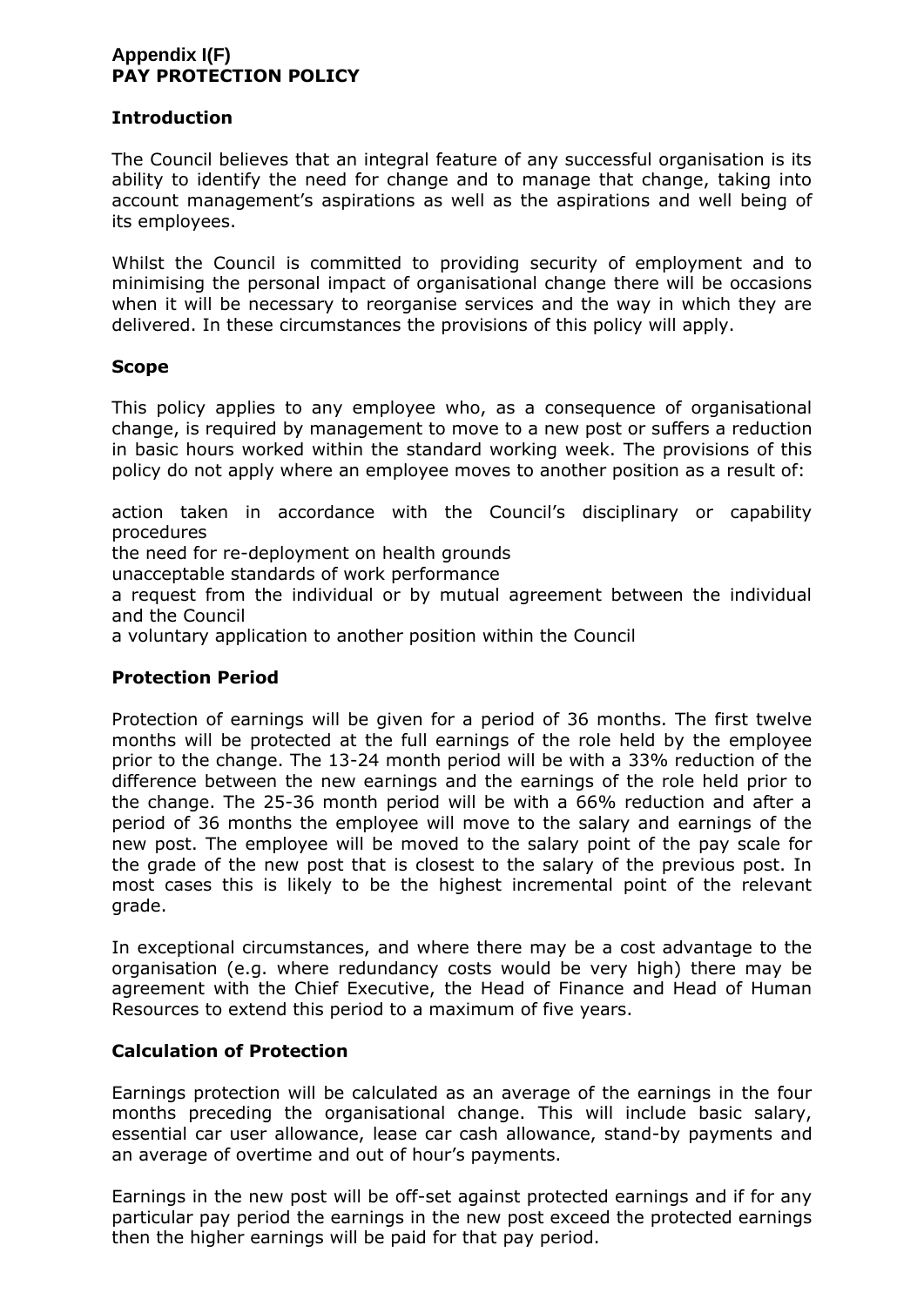**Appendix I(F)**
**PAY PROTECTION POLICY**

## Introduction

The Council believes that an integral feature of any successful organisation is its ability to identify the need for change and to manage that change, taking into account management's aspirations as well as the aspirations and well being of its employees.

Whilst the Council is committed to providing security of employment and to minimising the personal impact of organisational change there will be occasions when it will be necessary to reorganise services and the way in which they are delivered. In these circumstances the provisions of this policy will apply.

## Scope

This policy applies to any employee who, as a consequence of organisational change, is required by management to move to a new post or suffers a reduction in basic hours worked within the standard working week. The provisions of this policy do not apply where an employee moves to another position as a result of:

action taken in accordance with the Council's disciplinary or capability procedures
the need for re-deployment on health grounds
unacceptable standards of work performance
a request from the individual or by mutual agreement between the individual and the Council
a voluntary application to another position within the Council

## Protection Period

Protection of earnings will be given for a period of 36 months. The first twelve months will be protected at the full earnings of the role held by the employee prior to the change. The 13-24 month period will be with a 33% reduction of the difference between the new earnings and the earnings of the role held prior to the change. The 25-36 month period will be with a 66% reduction and after a period of 36 months the employee will move to the salary and earnings of the new post. The employee will be moved to the salary point of the pay scale for the grade of the new post that is closest to the salary of the previous post. In most cases this is likely to be the highest incremental point of the relevant grade.

In exceptional circumstances, and where there may be a cost advantage to the organisation (e.g. where redundancy costs would be very high) there may be agreement with the Chief Executive, the Head of Finance and Head of Human Resources to extend this period to a maximum of five years.

## Calculation of Protection

Earnings protection will be calculated as an average of the earnings in the four months preceding the organisational change. This will include basic salary, essential car user allowance, lease car cash allowance, stand-by payments and an average of overtime and out of hour's payments.

Earnings in the new post will be off-set against protected earnings and if for any particular pay period the earnings in the new post exceed the protected earnings then the higher earnings will be paid for that pay period.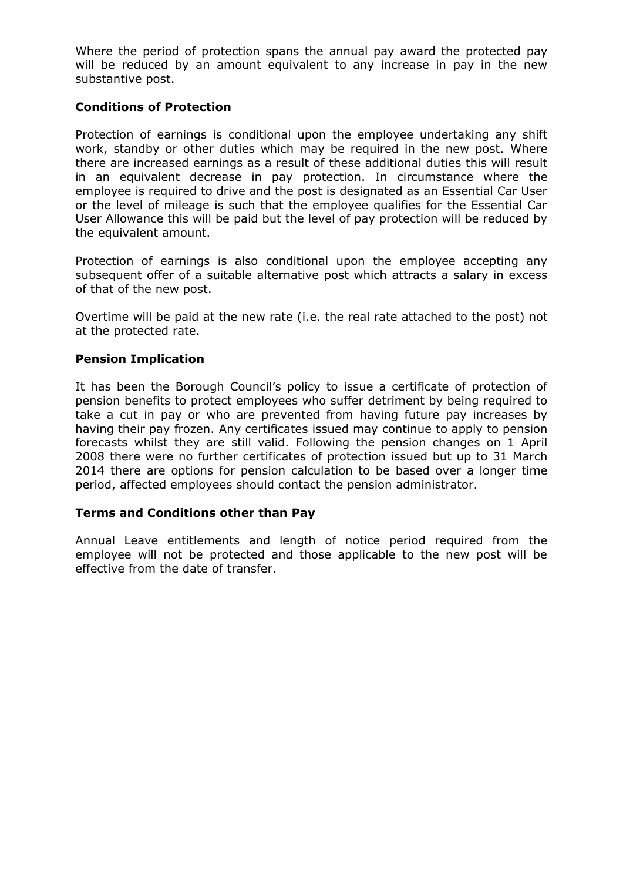Where the period of protection spans the annual pay award the protected pay will be reduced by an amount equivalent to any increase in pay in the new substantive post.

### Conditions of Protection

Protection of earnings is conditional upon the employee undertaking any shift work, standby or other duties which may be required in the new post. Where there are increased earnings as a result of these additional duties this will result in an equivalent decrease in pay protection. In circumstance where the employee is required to drive and the post is designated as an Essential Car User or the level of mileage is such that the employee qualifies for the Essential Car User Allowance this will be paid but the level of pay protection will be reduced by the equivalent amount.

Protection of earnings is also conditional upon the employee accepting any subsequent offer of a suitable alternative post which attracts a salary in excess of that of the new post.

Overtime will be paid at the new rate (i.e. the real rate attached to the post) not at the protected rate.

### Pension Implication

It has been the Borough Council's policy to issue a certificate of protection of pension benefits to protect employees who suffer detriment by being required to take a cut in pay or who are prevented from having future pay increases by having their pay frozen. Any certificates issued may continue to apply to pension forecasts whilst they are still valid. Following the pension changes on 1 April 2008 there were no further certificates of protection issued but up to 31 March 2014 there are options for pension calculation to be based over a longer time period, affected employees should contact the pension administrator.

### Terms and Conditions other than Pay

Annual Leave entitlements and length of notice period required from the employee will not be protected and those applicable to the new post will be effective from the date of transfer.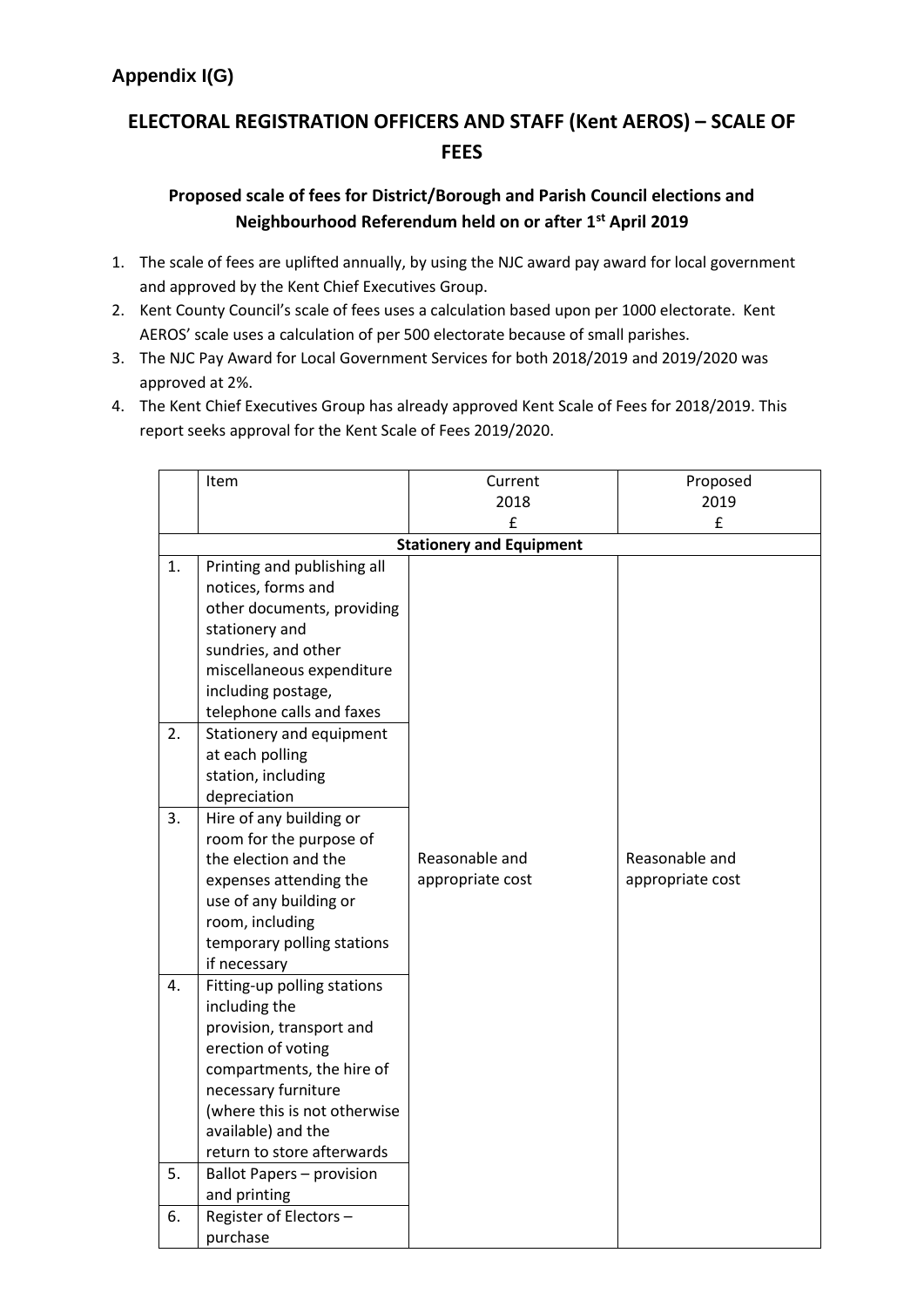**Appendix I(G)**

## ELECTORAL REGISTRATION OFFICERS AND STAFF (Kent AEROS) – SCALE OF FEES

### Proposed scale of fees for District/Borough and Parish Council elections and Neighbourhood Referendum held on or after 1st April 2019

1. The scale of fees are uplifted annually, by using the NJC award pay award for local government and approved by the Kent Chief Executives Group.
2. Kent County Council's scale of fees uses a calculation based upon per 1000 electorate. Kent AEROS' scale uses a calculation of per 500 electorate because of small parishes.
3. The NJC Pay Award for Local Government Services for both 2018/2019 and 2019/2020 was approved at 2%.
4. The Kent Chief Executives Group has already approved Kent Scale of Fees for 2018/2019. This report seeks approval for the Kent Scale of Fees 2019/2020.

| | Item | Current 2018 £ | Proposed 2019 £ |
|---|---|---|---|
| | **Stationery and Equipment** | | |
| 1. | Printing and publishing all notices, forms and other documents, providing stationery and sundries, and other miscellaneous expenditure including postage, telephone calls and faxes | Reasonable and appropriate cost | Reasonable and appropriate cost |
| 2. | Stationery and equipment at each polling station, including depreciation | | |
| 3. | Hire of any building or room for the purpose of the election and the expenses attending the use of any building or room, including temporary polling stations if necessary | | |
| 4. | Fitting-up polling stations including the provision, transport and erection of voting compartments, the hire of necessary furniture (where this is not otherwise available) and the return to store afterwards | | |
| 5. | Ballot Papers – provision and printing | | |
| 6. | Register of Electors – purchase | | |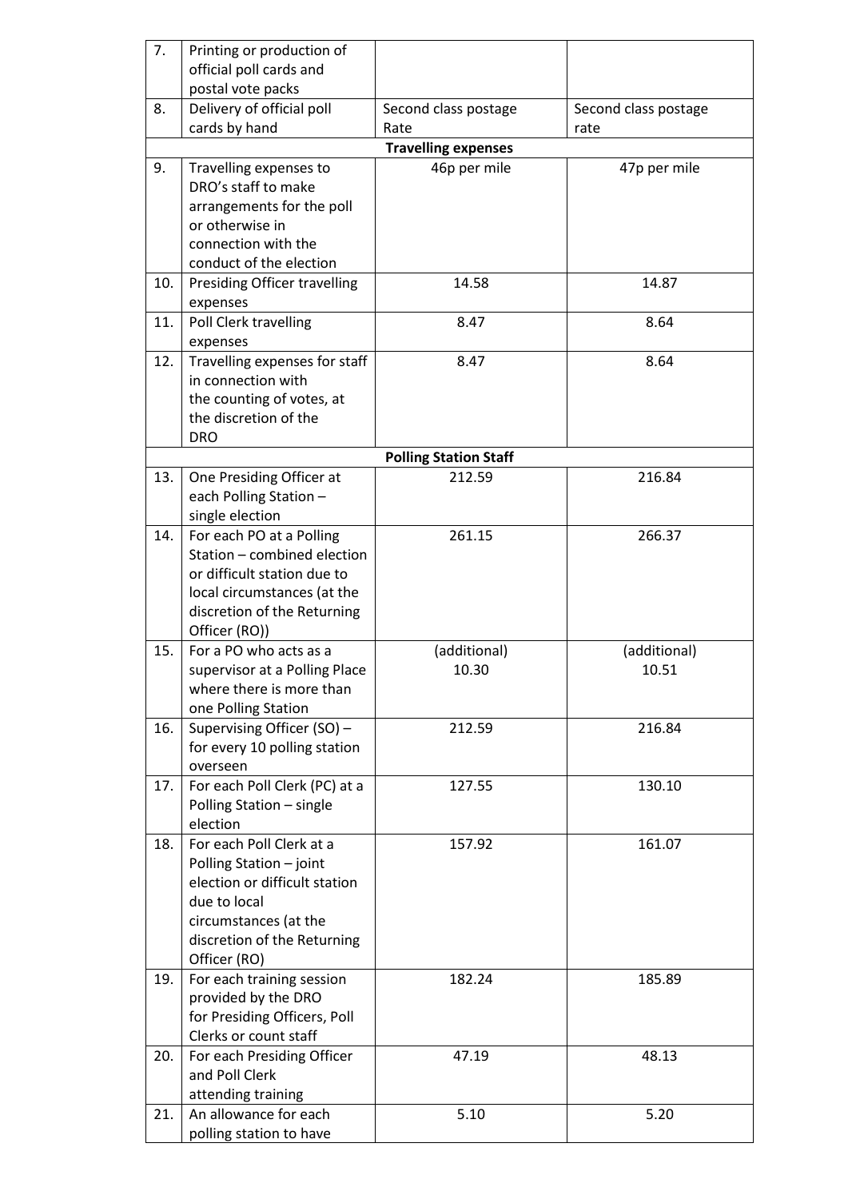| | | | |
|---|---|---|---|
| 7. | Printing or production of official poll cards and postal vote packs | | |
| 8. | Delivery of official poll cards by hand | Second class postage Rate | Second class postage rate |
| | | **Travelling expenses** | |
| 9. | Travelling expenses to DRO's staff to make arrangements for the poll or otherwise in connection with the conduct of the election | 46p per mile | 47p per mile |
| 10. | Presiding Officer travelling expenses | 14.58 | 14.87 |
| 11. | Poll Clerk travelling expenses | 8.47 | 8.64 |
| 12. | Travelling expenses for staff in connection with the counting of votes, at the discretion of the DRO | 8.47 | 8.64 |
| | | **Polling Station Staff** | |
| 13. | One Presiding Officer at each Polling Station – single election | 212.59 | 216.84 |
| 14. | For each PO at a Polling Station – combined election or difficult station due to local circumstances (at the discretion of the Returning Officer (RO)) | 261.15 | 266.37 |
| 15. | For a PO who acts as a supervisor at a Polling Place where there is more than one Polling Station | (additional) 10.30 | (additional) 10.51 |
| 16. | Supervising Officer (SO) – for every 10 polling station overseen | 212.59 | 216.84 |
| 17. | For each Poll Clerk (PC) at a Polling Station – single election | 127.55 | 130.10 |
| 18. | For each Poll Clerk at a Polling Station – joint election or difficult station due to local circumstances (at the discretion of the Returning Officer (RO) | 157.92 | 161.07 |
| 19. | For each training session provided by the DRO for Presiding Officers, Poll Clerks or count staff | 182.24 | 185.89 |
| 20. | For each Presiding Officer and Poll Clerk attending training | 47.19 | 48.13 |
| 21. | An allowance for each polling station to have | 5.10 | 5.20 |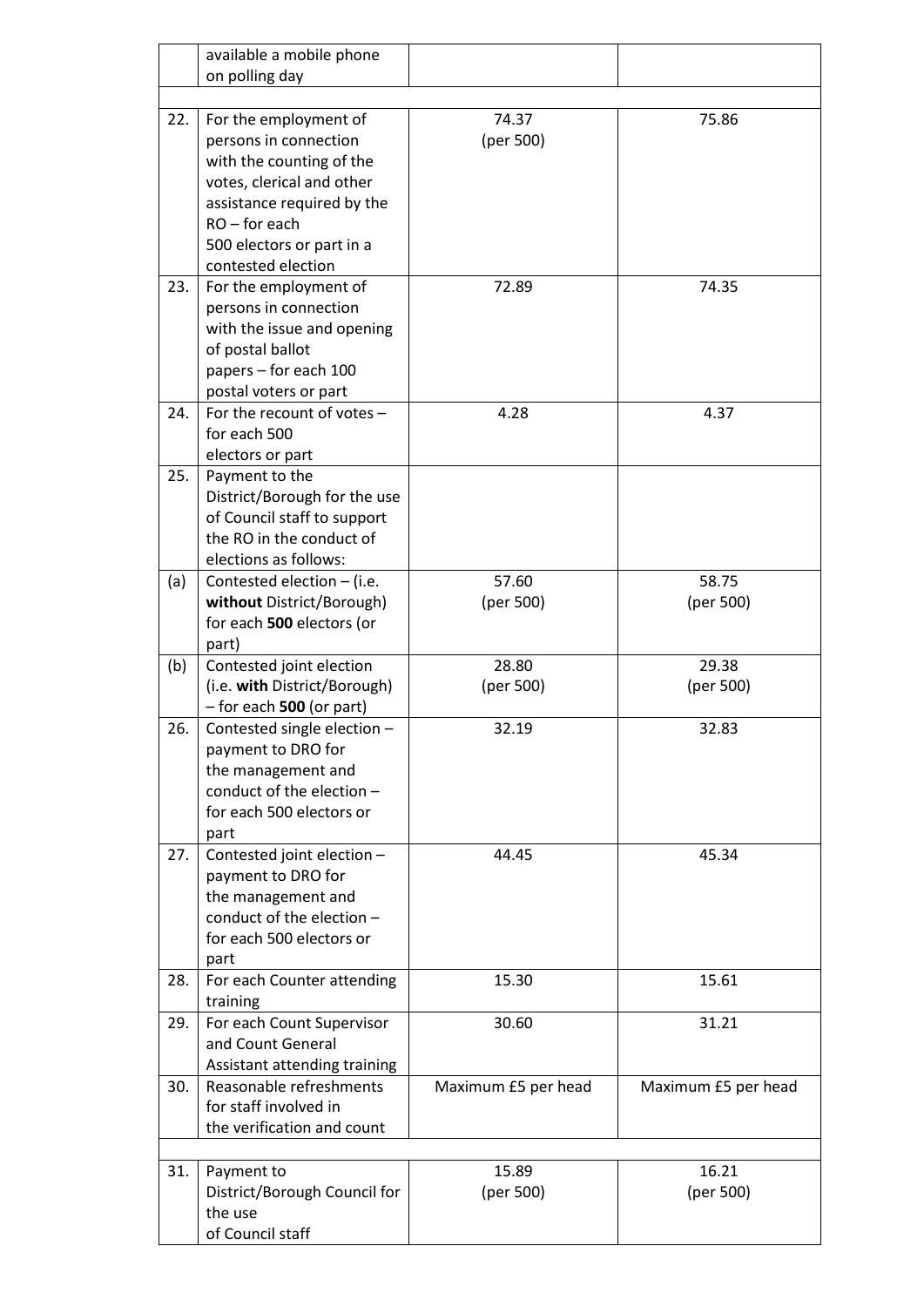|  | available a mobile phone on polling day |  |  |
|---|---|---|---|
|  |  |  |  |
| 22. | For the employment of persons in connection with the counting of the votes, clerical and other assistance required by the RO – for each 500 electors or part in a contested election | 74.37 (per 500) | 75.86 |
| 23. | For the employment of persons in connection with the issue and opening of postal ballot papers – for each 100 postal voters or part | 72.89 | 74.35 |
| 24. | For the recount of votes – for each 500 electors or part | 4.28 | 4.37 |
| 25. | Payment to the District/Borough for the use of Council staff to support the RO in the conduct of elections as follows: |  |  |
| (a) | Contested election – (i.e. **without** District/Borough) for each **500** electors (or part) | 57.60 (per 500) | 58.75 (per 500) |
| (b) | Contested joint election (i.e. **with** District/Borough) – for each **500** (or part) | 28.80 (per 500) | 29.38 (per 500) |
| 26. | Contested single election – payment to DRO for the management and conduct of the election – for each 500 electors or part | 32.19 | 32.83 |
| 27. | Contested joint election – payment to DRO for the management and conduct of the election – for each 500 electors or part | 44.45 | 45.34 |
| 28. | For each Counter attending training | 15.30 | 15.61 |
| 29. | For each Count Supervisor and Count General Assistant attending training | 30.60 | 31.21 |
| 30. | Reasonable refreshments for staff involved in the verification and count | Maximum £5 per head | Maximum £5 per head |
|  |  |  |  |
| 31. | Payment to District/Borough Council for the use of Council staff | 15.89 (per 500) | 16.21 (per 500) |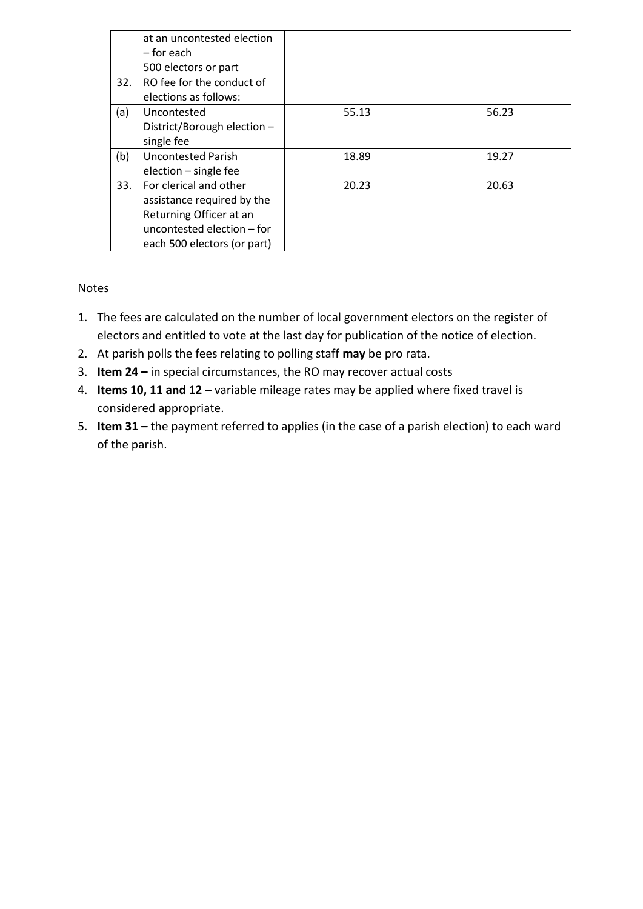| | | | |
|---|---|---|---|
| | at an uncontested election – for each 500 electors or part | | |
| 32. | RO fee for the conduct of elections as follows: | | |
| (a) | Uncontested District/Borough election – single fee | 55.13 | 56.23 |
| (b) | Uncontested Parish election – single fee | 18.89 | 19.27 |
| 33. | For clerical and other assistance required by the Returning Officer at an uncontested election – for each 500 electors (or part) | 20.23 | 20.63 |

Notes

1. The fees are calculated on the number of local government electors on the register of electors and entitled to vote at the last day for publication of the notice of election.
2. At parish polls the fees relating to polling staff **may** be pro rata.
3. **Item 24 –** in special circumstances, the RO may recover actual costs
4. **Items 10, 11 and 12 –** variable mileage rates may be applied where fixed travel is considered appropriate.
5. **Item 31 –** the payment referred to applies (in the case of a parish election) to each ward of the parish.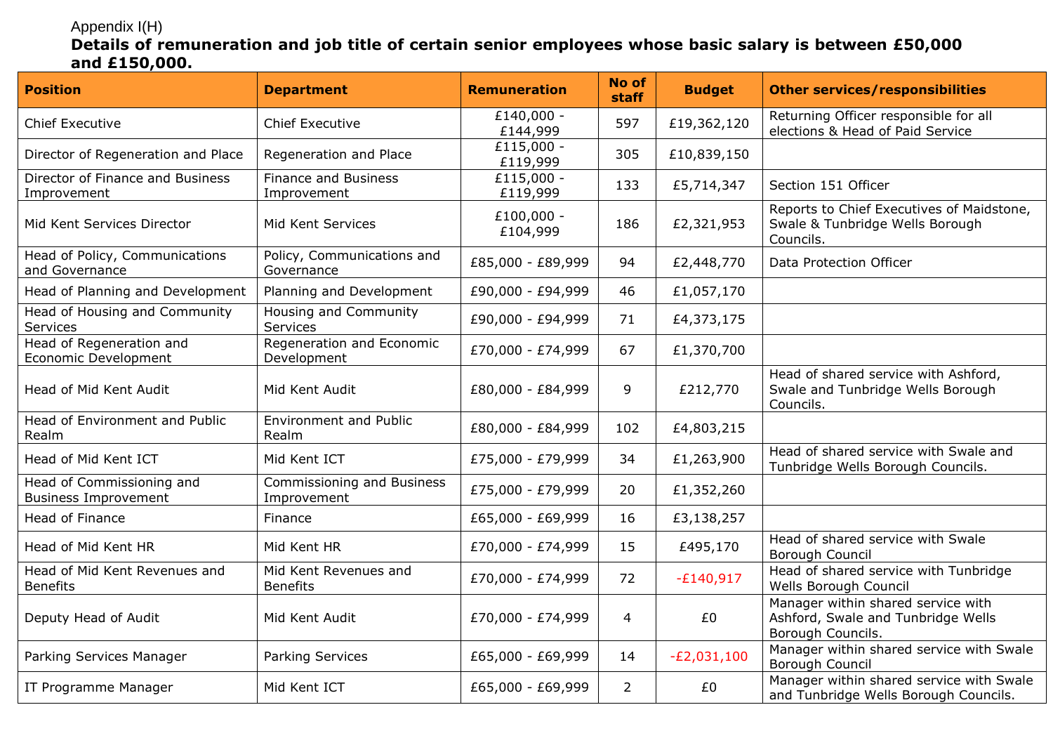Appendix I(H)

**Details of remuneration and job title of certain senior employees whose basic salary is between £50,000 and £150,000.**

| Position | Department | Remuneration | No of staff | Budget | Other services/responsibilities |
|---|---|---|---|---|---|
| Chief Executive | Chief Executive | £140,000 - £144,999 | 597 | £19,362,120 | Returning Officer responsible for all elections & Head of Paid Service |
| Director of Regeneration and Place | Regeneration and Place | £115,000 - £119,999 | 305 | £10,839,150 | |
| Director of Finance and Business Improvement | Finance and Business Improvement | £115,000 - £119,999 | 133 | £5,714,347 | Section 151 Officer |
| Mid Kent Services Director | Mid Kent Services | £100,000 - £104,999 | 186 | £2,321,953 | Reports to Chief Executives of Maidstone, Swale & Tunbridge Wells Borough Councils. |
| Head of Policy, Communications and Governance | Policy, Communications and Governance | £85,000 - £89,999 | 94 | £2,448,770 | Data Protection Officer |
| Head of Planning and Development | Planning and Development | £90,000 - £94,999 | 46 | £1,057,170 | |
| Head of Housing and Community Services | Housing and Community Services | £90,000 - £94,999 | 71 | £4,373,175 | |
| Head of Regeneration and Economic Development | Regeneration and Economic Development | £70,000 - £74,999 | 67 | £1,370,700 | |
| Head of Mid Kent Audit | Mid Kent Audit | £80,000 - £84,999 | 9 | £212,770 | Head of shared service with Ashford, Swale and Tunbridge Wells Borough Councils. |
| Head of Environment and Public Realm | Environment and Public Realm | £80,000 - £84,999 | 102 | £4,803,215 | |
| Head of Mid Kent ICT | Mid Kent ICT | £75,000 - £79,999 | 34 | £1,263,900 | Head of shared service with Swale and Tunbridge Wells Borough Councils. |
| Head of Commissioning and Business Improvement | Commissioning and Business Improvement | £75,000 - £79,999 | 20 | £1,352,260 | |
| Head of Finance | Finance | £65,000 - £69,999 | 16 | £3,138,257 | |
| Head of Mid Kent HR | Mid Kent HR | £70,000 - £74,999 | 15 | £495,170 | Head of shared service with Swale Borough Council |
| Head of Mid Kent Revenues and Benefits | Mid Kent Revenues and Benefits | £70,000 - £74,999 | 72 | -£140,917 | Head of shared service with Tunbridge Wells Borough Council |
| Deputy Head of Audit | Mid Kent Audit | £70,000 - £74,999 | 4 | £0 | Manager within shared service with Ashford, Swale and Tunbridge Wells Borough Councils. |
| Parking Services Manager | Parking Services | £65,000 - £69,999 | 14 | -£2,031,100 | Manager within shared service with Swale Borough Council |
| IT Programme Manager | Mid Kent ICT | £65,000 - £69,999 | 2 | £0 | Manager within shared service with Swale and Tunbridge Wells Borough Councils. |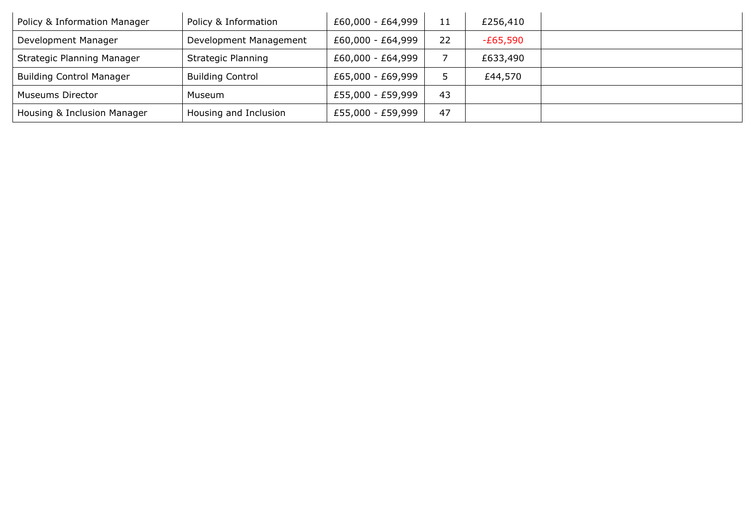| | | | | | |
|---|---|---|---|---|---|
| Policy & Information Manager | Policy & Information | £60,000 - £64,999 | 11 | £256,410 | |
| Development Manager | Development Management | £60,000 - £64,999 | 22 | -£65,590 | |
| Strategic Planning Manager | Strategic Planning | £60,000 - £64,999 | 7 | £633,490 | |
| Building Control Manager | Building Control | £65,000 - £69,999 | 5 | £44,570 | |
| Museums Director | Museum | £55,000 - £59,999 | 43 | | |
| Housing & Inclusion Manager | Housing and Inclusion | £55,000 - £59,999 | 47 | | |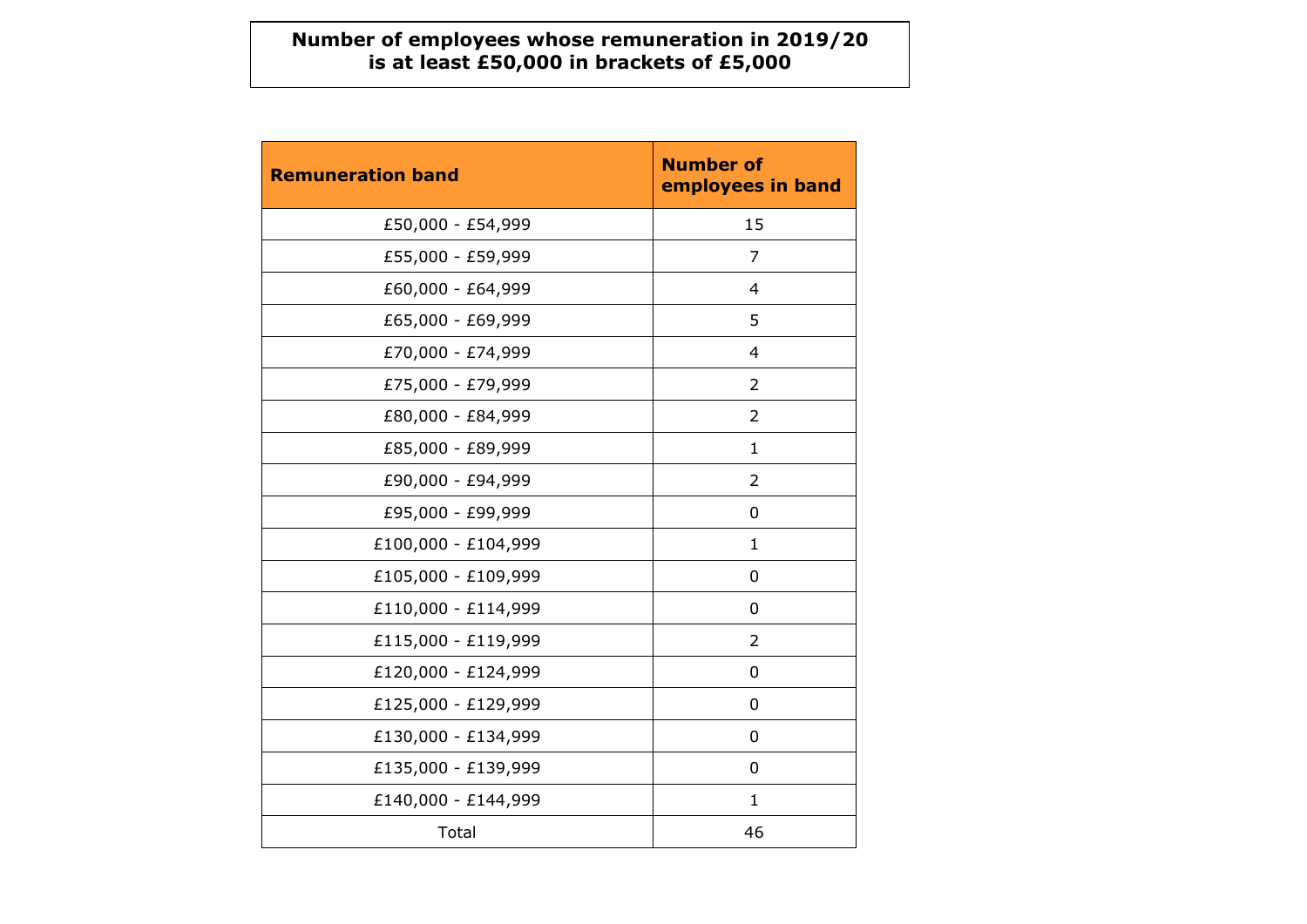**Number of employees whose remuneration in 2019/20 is at least £50,000 in brackets of £5,000**

| Remuneration band | Number of employees in band |
|---|---|
| £50,000 - £54,999 | 15 |
| £55,000 - £59,999 | 7 |
| £60,000 - £64,999 | 4 |
| £65,000 - £69,999 | 5 |
| £70,000 - £74,999 | 4 |
| £75,000 - £79,999 | 2 |
| £80,000 - £84,999 | 2 |
| £85,000 - £89,999 | 1 |
| £90,000 - £94,999 | 2 |
| £95,000 - £99,999 | 0 |
| £100,000 - £104,999 | 1 |
| £105,000 - £109,999 | 0 |
| £110,000 - £114,999 | 0 |
| £115,000 - £119,999 | 2 |
| £120,000 - £124,999 | 0 |
| £125,000 - £129,999 | 0 |
| £130,000 - £134,999 | 0 |
| £135,000 - £139,999 | 0 |
| £140,000 - £144,999 | 1 |
| Total | 46 |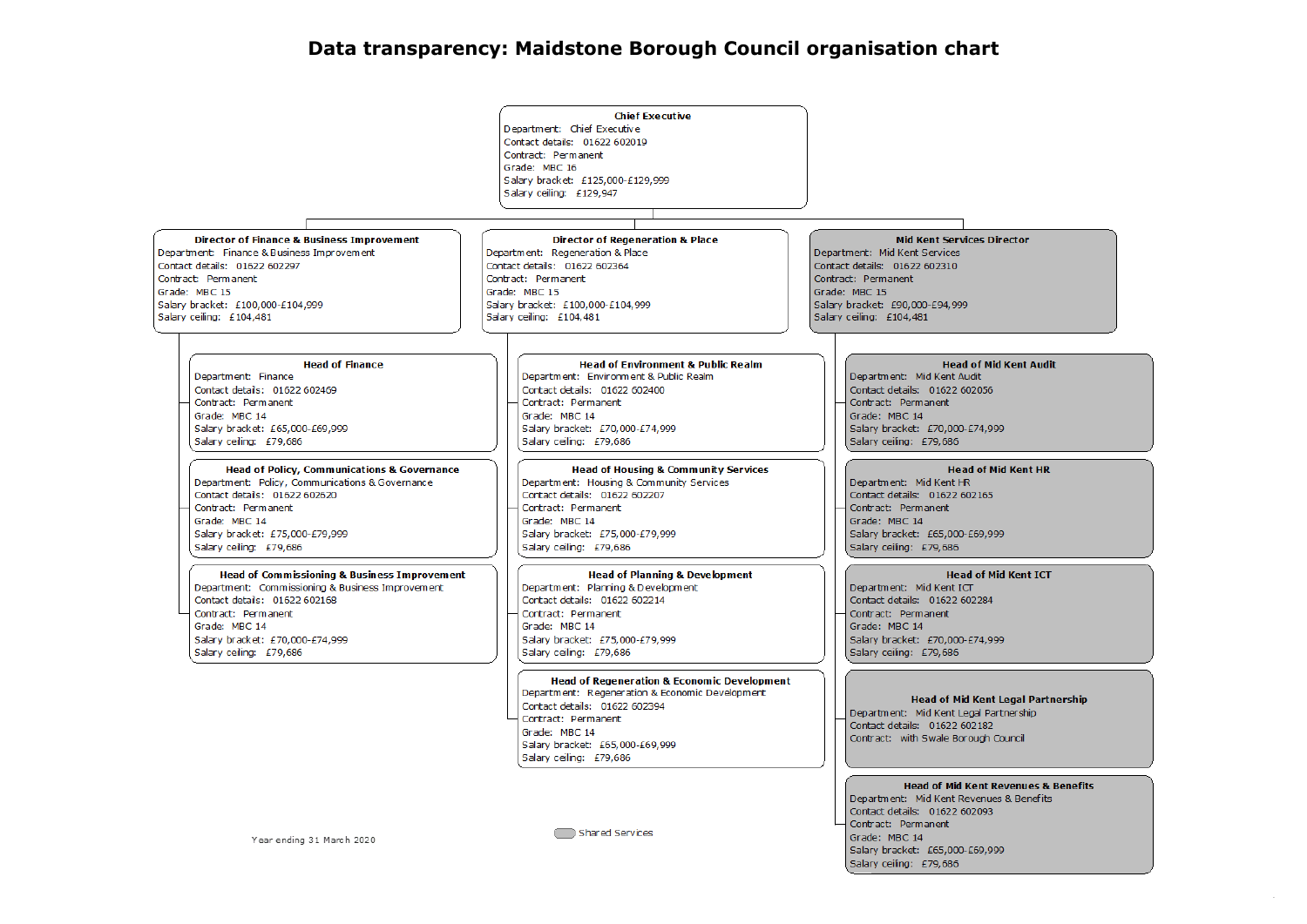# Data transparency: Maidstone Borough Council organisation chart

**Chief Executive**
Department: Chief Executive
Contact details: 01622 602019
Contract: Permanent
Grade: MBC 16
Salary bracket: £125,000-£129,999
Salary ceiling: £129,947

**Director of Finance & Business Improvement**
Department: Finance & Business Improvement
Contact details: 01622 602297
Contract: Permanent
Grade: MBC 15
Salary bracket: £100,000-£104,999
Salary ceiling: £104,481

**Head of Finance**
Department: Finance
Contact details: 01622 602469
Contract: Permanent
Grade: MBC 14
Salary bracket: £65,000-£69,999
Salary ceiling: £79,686

**Head of Policy, Communications & Governance**
Department: Policy, Communications & Governance
Contact details: 01622 602620
Contract: Permanent
Grade: MBC 14
Salary bracket: £75,000-£79,999
Salary ceiling: £79,686

**Head of Commissioning & Business Improvement**
Department: Commissioning & Business Improvement
Contact details: 01622 602168
Contract: Permanent
Grade: MBC 14
Salary bracket: £70,000-£74,999
Salary ceiling: £79,686

**Director of Regeneration & Place**
Department: Regeneration & Place
Contact details: 01622 602364
Contract: Permanent
Grade: MBC 15
Salary bracket: £100,000-£104,999
Salary ceiling: £104,481

**Head of Environment & Public Realm**
Department: Environment & Public Realm
Contact details: 01622 602400
Contract: Permanent
Grade: MBC 14
Salary bracket: £70,000-£74,999
Salary ceiling: £79,686

**Head of Housing & Community Services**
Department: Housing & Community Services
Contact details: 01622 602207
Contract: Permanent
Grade: MBC 14
Salary bracket: £75,000-£79,999
Salary ceiling: £79,686

**Head of Planning & Development**
Department: Planning & Development
Contact details: 01622 602214
Contract: Permanent
Grade: MBC 14
Salary bracket: £75,000-£79,999
Salary ceiling: £79,686

**Head of Regeneration & Economic Development**
Department: Regeneration & Economic Development
Contact details: 01622 602394
Contract: Permanent
Grade: MBC 14
Salary bracket: £65,000-£69,999
Salary ceiling: £79,686

**Mid Kent Services Director**
Department: Mid Kent Services
Contact details: 01622 602310
Contract: Permanent
Grade: MBC 15
Salary bracket: £90,000-£94,999
Salary ceiling: £104,481

**Head of Mid Kent Audit**
Department: Mid Kent Audit
Contact details: 01622 602056
Contract: Permanent
Grade: MBC 14
Salary bracket: £70,000-£74,999
Salary ceiling: £79,686

**Head of Mid Kent HR**
Department: Mid Kent HR
Contact details: 01622 602165
Contract: Permanent
Grade: MBC 14
Salary bracket: £65,000-£69,999
Salary ceiling: £79,686

**Head of Mid Kent ICT**
Department: Mid Kent ICT
Contact details: 01622 602284
Contract: Permanent
Grade: MBC 14
Salary bracket: £70,000-£74,999
Salary ceiling: £79,686

**Head of Mid Kent Legal Partnership**
Department: Mid Kent Legal Partnership
Contact details: 01622 602182
Contract: with Swale Borough Council

**Head of Mid Kent Revenues & Benefits**
Department: Mid Kent Revenues & Benefits
Contact details: 01622 602093
Contract: Permanent
Grade: MBC 14
Salary bracket: £65,000-£69,999
Salary ceiling: £79,686

Year ending 31 March 2020

Shared Services